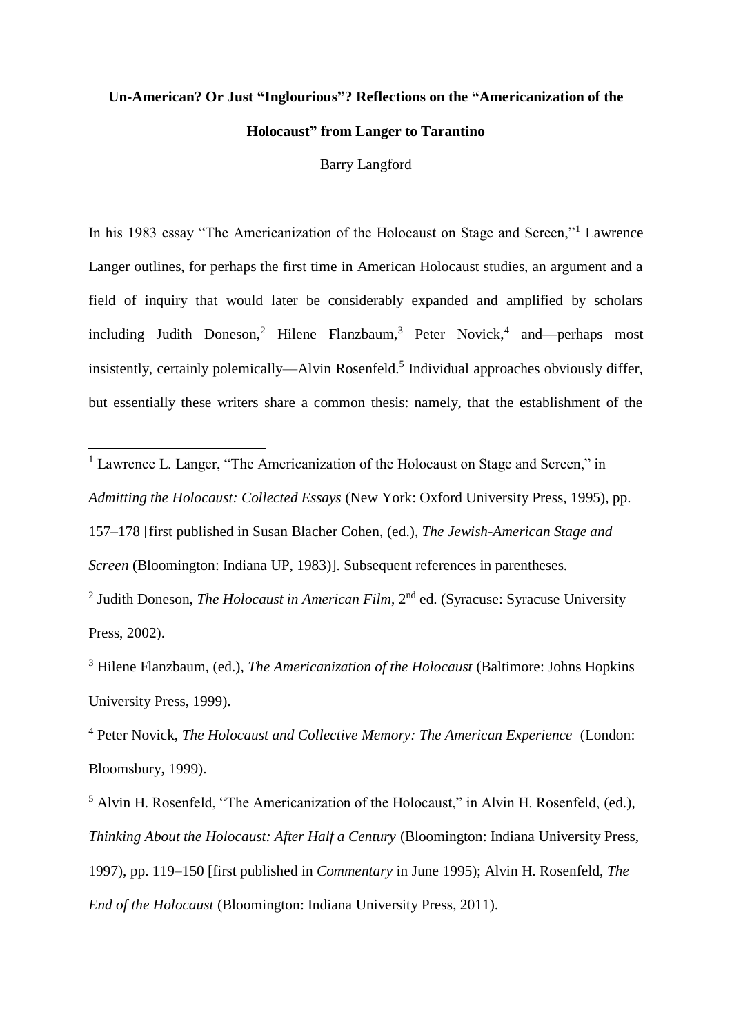**Un-American? Or Just "Inglourious"? Reflections on the "Americanization of the Holocaust" from Langer to Tarantino**

Barry Langford

In his 1983 essay "The Americanization of the Holocaust on Stage and Screen,"[1] Lawrence Langer outlines, for perhaps the first time in American Holocaust studies, an argument and a field of inquiry that would later be considerably expanded and amplified by scholars including Judith Doneson,[2] Hilene Flanzbaum,[3] Peter Novick,[4] and—perhaps most insistently, certainly polemically—Alvin Rosenfeld.[5] Individual approaches obviously differ, but essentially these writers share a common thesis: namely, that the establishment of the

---

[1] Lawrence L. Langer, "The Americanization of the Holocaust on Stage and Screen," in *Admitting the Holocaust: Collected Essays* (New York: Oxford University Press, 1995), pp. 157–178 [first published in Susan Blacher Cohen, (ed.), *The Jewish-American Stage and Screen* (Bloomington: Indiana UP, 1983)]. Subsequent references in parentheses.

[2] Judith Doneson, *The Holocaust in American Film*, 2nd ed. (Syracuse: Syracuse University Press, 2002).

[3] Hilene Flanzbaum, (ed.), *The Americanization of the Holocaust* (Baltimore: Johns Hopkins University Press, 1999).

[4] Peter Novick, *The Holocaust and Collective Memory: The American Experience* (London: Bloomsbury, 1999).

[5] Alvin H. Rosenfeld, "The Americanization of the Holocaust," in Alvin H. Rosenfeld, (ed.), *Thinking About the Holocaust: After Half a Century* (Bloomington: Indiana University Press, 1997), pp. 119–150 [first published in *Commentary* in June 1995); Alvin H. Rosenfeld, *The End of the Holocaust* (Bloomington: Indiana University Press, 2011).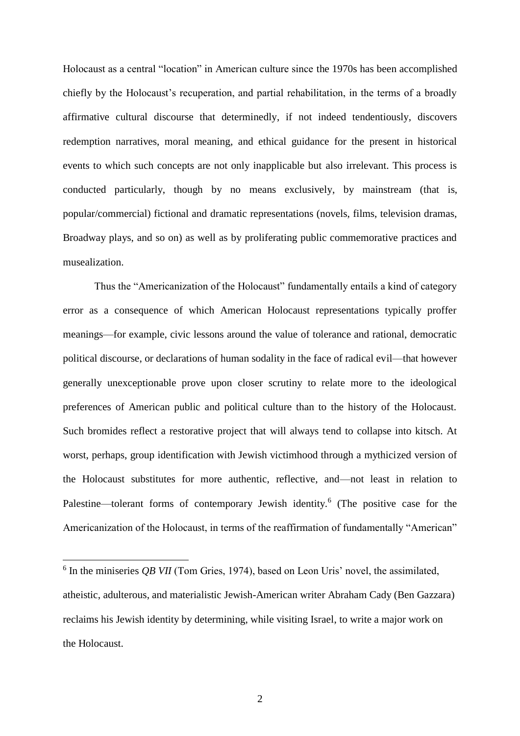Holocaust as a central "location" in American culture since the 1970s has been accomplished chiefly by the Holocaust's recuperation, and partial rehabilitation, in the terms of a broadly affirmative cultural discourse that determinedly, if not indeed tendentiously, discovers redemption narratives, moral meaning, and ethical guidance for the present in historical events to which such concepts are not only inapplicable but also irrelevant. This process is conducted particularly, though by no means exclusively, by mainstream (that is, popular/commercial) fictional and dramatic representations (novels, films, television dramas, Broadway plays, and so on) as well as by proliferating public commemorative practices and musealization.

Thus the "Americanization of the Holocaust" fundamentally entails a kind of category error as a consequence of which American Holocaust representations typically proffer meanings—for example, civic lessons around the value of tolerance and rational, democratic political discourse, or declarations of human sodality in the face of radical evil—that however generally unexceptionable prove upon closer scrutiny to relate more to the ideological preferences of American public and political culture than to the history of the Holocaust. Such bromides reflect a restorative project that will always tend to collapse into kitsch. At worst, perhaps, group identification with Jewish victimhood through a mythicized version of the Holocaust substitutes for more authentic, reflective, and—not least in relation to Palestine—tolerant forms of contemporary Jewish identity.[6] (The positive case for the Americanization of the Holocaust, in terms of the reaffirmation of fundamentally "American"

---

[6] In the miniseries *QB VII* (Tom Gries, 1974), based on Leon Uris' novel, the assimilated, atheistic, adulterous, and materialistic Jewish-American writer Abraham Cady (Ben Gazzara) reclaims his Jewish identity by determining, while visiting Israel, to write a major work on the Holocaust.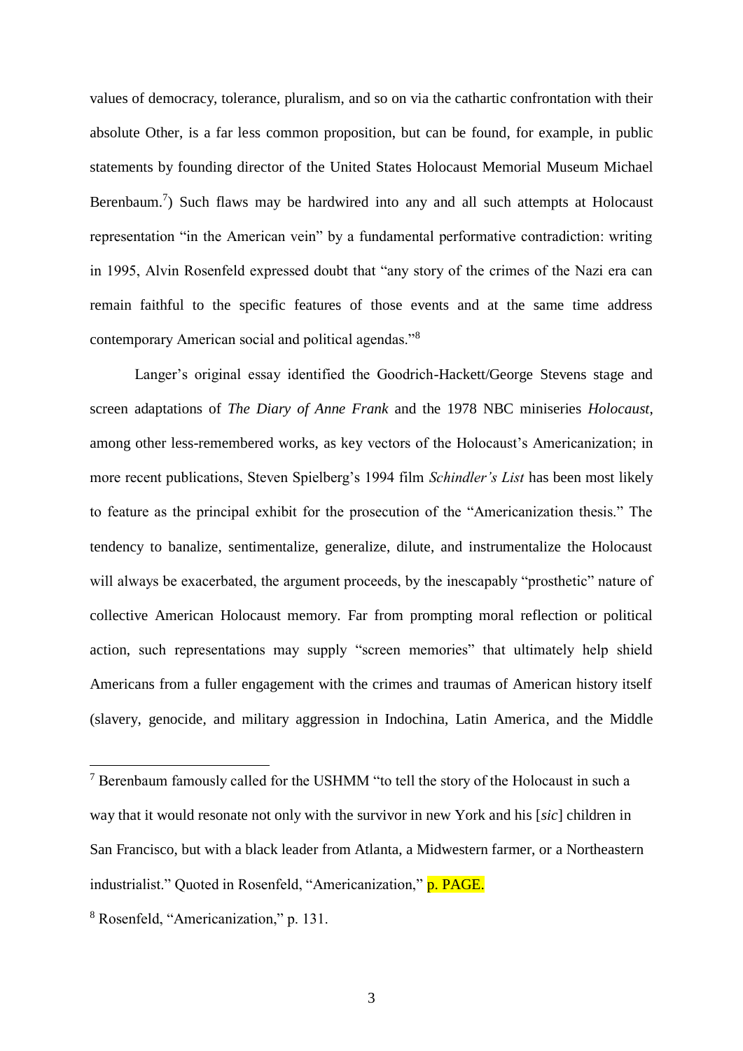values of democracy, tolerance, pluralism, and so on via the cathartic confrontation with their absolute Other, is a far less common proposition, but can be found, for example, in public statements by founding director of the United States Holocaust Memorial Museum Michael Berenbaum.[7]) Such flaws may be hardwired into any and all such attempts at Holocaust representation "in the American vein" by a fundamental performative contradiction: writing in 1995, Alvin Rosenfeld expressed doubt that "any story of the crimes of the Nazi era can remain faithful to the specific features of those events and at the same time address contemporary American social and political agendas."[8]

Langer's original essay identified the Goodrich-Hackett/George Stevens stage and screen adaptations of *The Diary of Anne Frank* and the 1978 NBC miniseries *Holocaust*, among other less-remembered works, as key vectors of the Holocaust's Americanization; in more recent publications, Steven Spielberg's 1994 film *Schindler's List* has been most likely to feature as the principal exhibit for the prosecution of the "Americanization thesis." The tendency to banalize, sentimentalize, generalize, dilute, and instrumentalize the Holocaust will always be exacerbated, the argument proceeds, by the inescapably "prosthetic" nature of collective American Holocaust memory. Far from prompting moral reflection or political action, such representations may supply "screen memories" that ultimately help shield Americans from a fuller engagement with the crimes and traumas of American history itself (slavery, genocide, and military aggression in Indochina, Latin America, and the Middle

---

[7] Berenbaum famously called for the USHMM "to tell the story of the Holocaust in such a way that it would resonate not only with the survivor in new York and his [*sic*] children in San Francisco, but with a black leader from Atlanta, a Midwestern farmer, or a Northeastern industrialist." Quoted in Rosenfeld, "Americanization," p. PAGE.

[8] Rosenfeld, "Americanization," p. 131.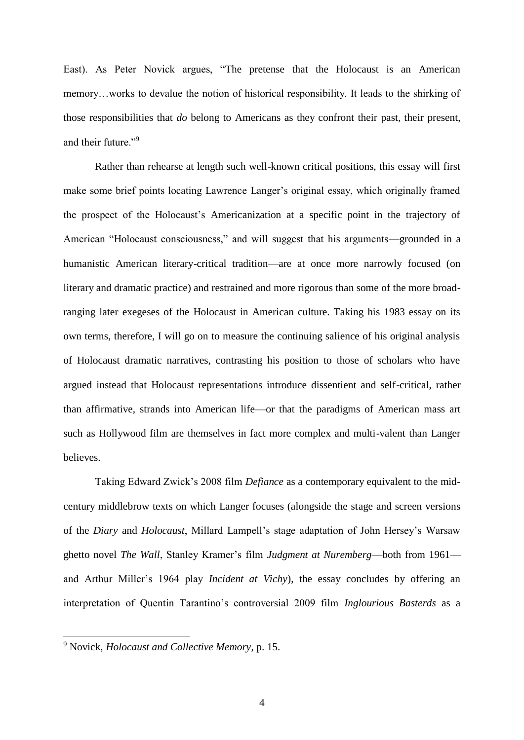East). As Peter Novick argues, "The pretense that the Holocaust is an American memory…works to devalue the notion of historical responsibility. It leads to the shirking of those responsibilities that *do* belong to Americans as they confront their past, their present, and their future."[9]

Rather than rehearse at length such well-known critical positions, this essay will first make some brief points locating Lawrence Langer's original essay, which originally framed the prospect of the Holocaust's Americanization at a specific point in the trajectory of American "Holocaust consciousness," and will suggest that his arguments—grounded in a humanistic American literary-critical tradition—are at once more narrowly focused (on literary and dramatic practice) and restrained and more rigorous than some of the more broad-ranging later exegeses of the Holocaust in American culture. Taking his 1983 essay on its own terms, therefore, I will go on to measure the continuing salience of his original analysis of Holocaust dramatic narratives, contrasting his position to those of scholars who have argued instead that Holocaust representations introduce dissentient and self-critical, rather than affirmative, strands into American life—or that the paradigms of American mass art such as Hollywood film are themselves in fact more complex and multi-valent than Langer believes.

Taking Edward Zwick's 2008 film *Defiance* as a contemporary equivalent to the mid-century middlebrow texts on which Langer focuses (alongside the stage and screen versions of the *Diary* and *Holocaust*, Millard Lampell's stage adaptation of John Hersey's Warsaw ghetto novel *The Wall*, Stanley Kramer's film *Judgment at Nuremberg*—both from 1961—and Arthur Miller's 1964 play *Incident at Vichy*), the essay concludes by offering an interpretation of Quentin Tarantino's controversial 2009 film *Inglourious Basterds* as a

---

[9] Novick, *Holocaust and Collective Memory*, p. 15.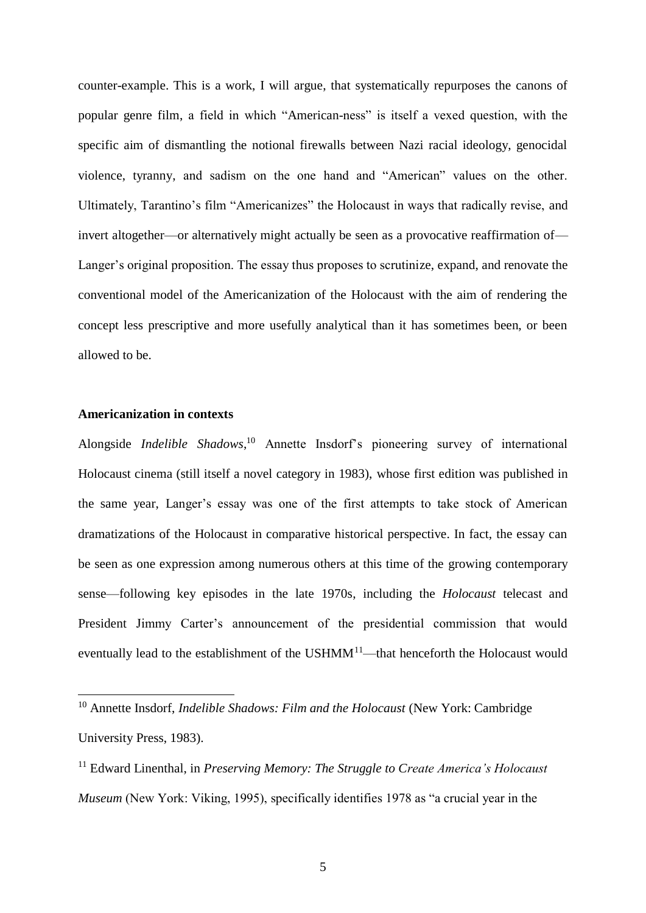counter-example. This is a work, I will argue, that systematically repurposes the canons of popular genre film, a field in which "American-ness" is itself a vexed question, with the specific aim of dismantling the notional firewalls between Nazi racial ideology, genocidal violence, tyranny, and sadism on the one hand and "American" values on the other. Ultimately, Tarantino's film "Americanizes" the Holocaust in ways that radically revise, and invert altogether—or alternatively might actually be seen as a provocative reaffirmation of—Langer's original proposition. The essay thus proposes to scrutinize, expand, and renovate the conventional model of the Americanization of the Holocaust with the aim of rendering the concept less prescriptive and more usefully analytical than it has sometimes been, or been allowed to be.

### Americanization in contexts

Alongside *Indelible Shadows*,[10] Annette Insdorf's pioneering survey of international Holocaust cinema (still itself a novel category in 1983), whose first edition was published in the same year, Langer's essay was one of the first attempts to take stock of American dramatizations of the Holocaust in comparative historical perspective. In fact, the essay can be seen as one expression among numerous others at this time of the growing contemporary sense—following key episodes in the late 1970s, including the *Holocaust* telecast and President Jimmy Carter's announcement of the presidential commission that would eventually lead to the establishment of the USHMM[11]—that henceforth the Holocaust would

---

[10] Annette Insdorf, *Indelible Shadows: Film and the Holocaust* (New York: Cambridge University Press, 1983).

[11] Edward Linenthal, in *Preserving Memory: The Struggle to Create America's Holocaust Museum* (New York: Viking, 1995), specifically identifies 1978 as "a crucial year in the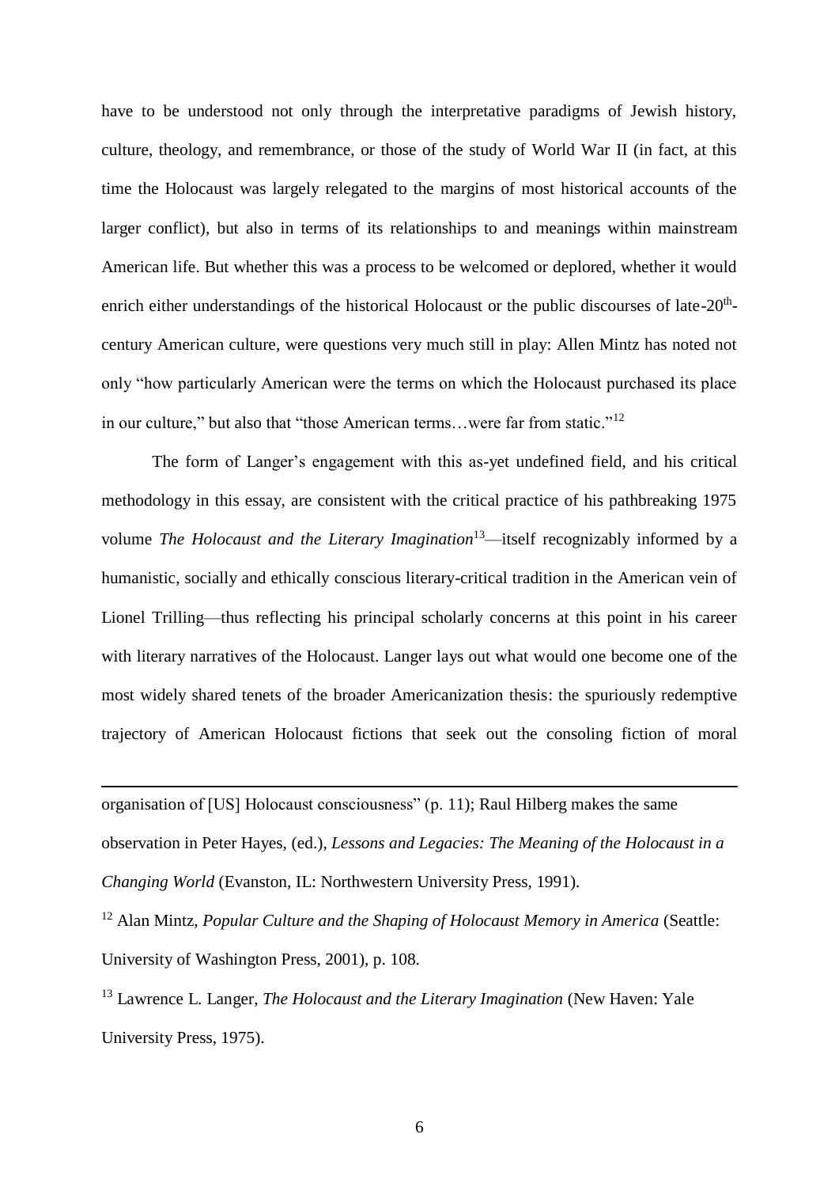have to be understood not only through the interpretative paradigms of Jewish history, culture, theology, and remembrance, or those of the study of World War II (in fact, at this time the Holocaust was largely relegated to the margins of most historical accounts of the larger conflict), but also in terms of its relationships to and meanings within mainstream American life. But whether this was a process to be welcomed or deplored, whether it would enrich either understandings of the historical Holocaust or the public discourses of late-20th-century American culture, were questions very much still in play: Allen Mintz has noted not only "how particularly American were the terms on which the Holocaust purchased its place in our culture," but also that "those American terms…were far from static."[12]

The form of Langer's engagement with this as-yet undefined field, and his critical methodology in this essay, are consistent with the critical practice of his pathbreaking 1975 volume *The Holocaust and the Literary Imagination*[13]—itself recognizably informed by a humanistic, socially and ethically conscious literary-critical tradition in the American vein of Lionel Trilling—thus reflecting his principal scholarly concerns at this point in his career with literary narratives of the Holocaust. Langer lays out what would one become one of the most widely shared tenets of the broader Americanization thesis: the spuriously redemptive trajectory of American Holocaust fictions that seek out the consoling fiction of moral

---

organisation of [US] Holocaust consciousness" (p. 11); Raul Hilberg makes the same observation in Peter Hayes, (ed.), *Lessons and Legacies: The Meaning of the Holocaust in a Changing World* (Evanston, IL: Northwestern University Press, 1991).

[12] Alan Mintz, *Popular Culture and the Shaping of Holocaust Memory in America* (Seattle: University of Washington Press, 2001), p. 108.

[13] Lawrence L. Langer, *The Holocaust and the Literary Imagination* (New Haven: Yale University Press, 1975).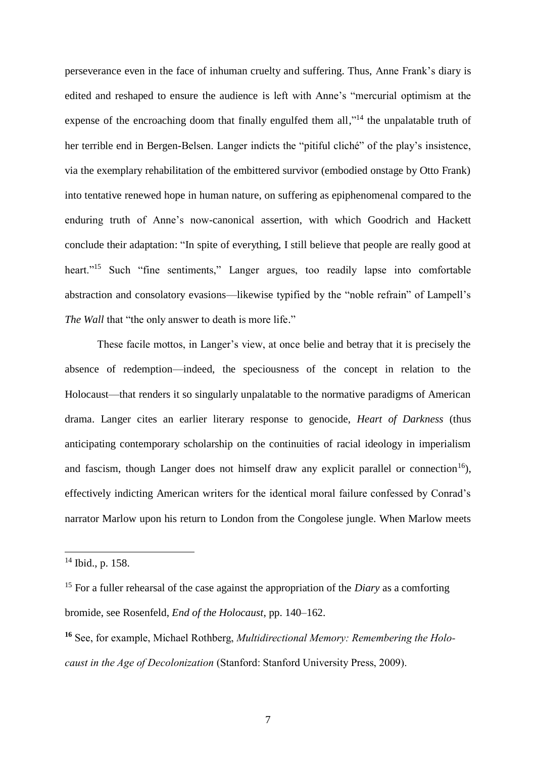perseverance even in the face of inhuman cruelty and suffering. Thus, Anne Frank's diary is edited and reshaped to ensure the audience is left with Anne's "mercurial optimism at the expense of the encroaching doom that finally engulfed them all,"[14] the unpalatable truth of her terrible end in Bergen-Belsen. Langer indicts the "pitiful cliché" of the play's insistence, via the exemplary rehabilitation of the embittered survivor (embodied onstage by Otto Frank) into tentative renewed hope in human nature, on suffering as epiphenomenal compared to the enduring truth of Anne's now-canonical assertion, with which Goodrich and Hackett conclude their adaptation: "In spite of everything, I still believe that people are really good at heart."[15] Such "fine sentiments," Langer argues, too readily lapse into comfortable abstraction and consolatory evasions—likewise typified by the "noble refrain" of Lampell's *The Wall* that "the only answer to death is more life."

These facile mottos, in Langer's view, at once belie and betray that it is precisely the absence of redemption—indeed, the speciousness of the concept in relation to the Holocaust—that renders it so singularly unpalatable to the normative paradigms of American drama. Langer cites an earlier literary response to genocide, *Heart of Darkness* (thus anticipating contemporary scholarship on the continuities of racial ideology in imperialism and fascism, though Langer does not himself draw any explicit parallel or connection[16]), effectively indicting American writers for the identical moral failure confessed by Conrad's narrator Marlow upon his return to London from the Congolese jungle. When Marlow meets

---

[14] Ibid., p. 158.

[15] For a fuller rehearsal of the case against the appropriation of the *Diary* as a comforting bromide, see Rosenfeld, *End of the Holocaust*, pp. 140–162.

[16] See, for example, Michael Rothberg, *Multidirectional Memory: Remembering the Holocaust in the Age of Decolonization* (Stanford: Stanford University Press, 2009).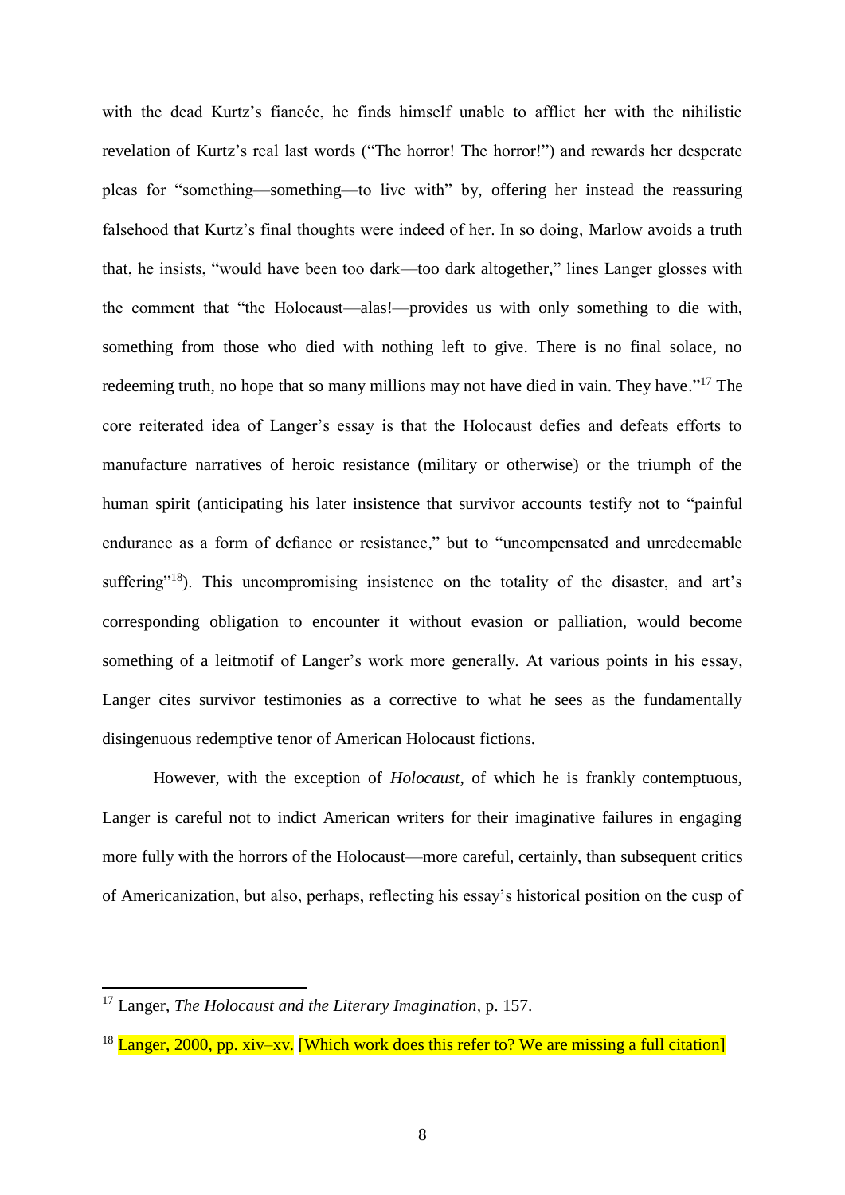with the dead Kurtz's fiancée, he finds himself unable to afflict her with the nihilistic revelation of Kurtz's real last words ("The horror! The horror!") and rewards her desperate pleas for "something—something—to live with" by, offering her instead the reassuring falsehood that Kurtz's final thoughts were indeed of her. In so doing, Marlow avoids a truth that, he insists, "would have been too dark—too dark altogether," lines Langer glosses with the comment that "the Holocaust—alas!—provides us with only something to die with, something from those who died with nothing left to give. There is no final solace, no redeeming truth, no hope that so many millions may not have died in vain. They have."[17] The core reiterated idea of Langer's essay is that the Holocaust defies and defeats efforts to manufacture narratives of heroic resistance (military or otherwise) or the triumph of the human spirit (anticipating his later insistence that survivor accounts testify not to "painful endurance as a form of defiance or resistance," but to "uncompensated and unredeemable suffering"[18]). This uncompromising insistence on the totality of the disaster, and art's corresponding obligation to encounter it without evasion or palliation, would become something of a leitmotif of Langer's work more generally. At various points in his essay, Langer cites survivor testimonies as a corrective to what he sees as the fundamentally disingenuous redemptive tenor of American Holocaust fictions.

However, with the exception of *Holocaust*, of which he is frankly contemptuous, Langer is careful not to indict American writers for their imaginative failures in engaging more fully with the horrors of the Holocaust—more careful, certainly, than subsequent critics of Americanization, but also, perhaps, reflecting his essay's historical position on the cusp of

---

[17] Langer, *The Holocaust and the Literary Imagination*, p. 157.

[18] Langer, 2000, pp. xiv–xv. [Which work does this refer to? We are missing a full citation]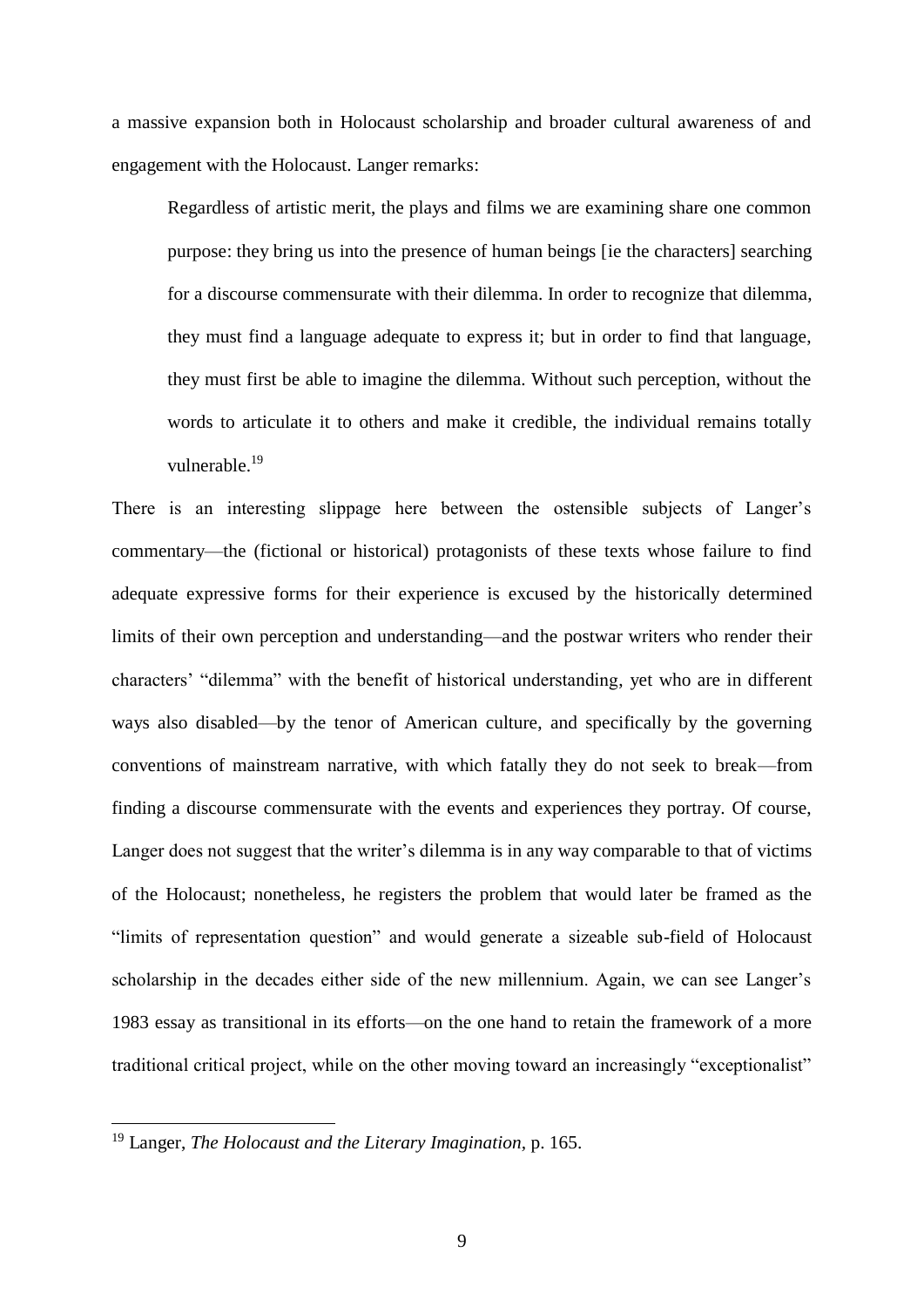a massive expansion both in Holocaust scholarship and broader cultural awareness of and engagement with the Holocaust. Langer remarks:

> Regardless of artistic merit, the plays and films we are examining share one common purpose: they bring us into the presence of human beings [ie the characters] searching for a discourse commensurate with their dilemma. In order to recognize that dilemma, they must find a language adequate to express it; but in order to find that language, they must first be able to imagine the dilemma. Without such perception, without the words to articulate it to others and make it credible, the individual remains totally vulnerable.[19]

There is an interesting slippage here between the ostensible subjects of Langer's commentary—the (fictional or historical) protagonists of these texts whose failure to find adequate expressive forms for their experience is excused by the historically determined limits of their own perception and understanding—and the postwar writers who render their characters' "dilemma" with the benefit of historical understanding, yet who are in different ways also disabled—by the tenor of American culture, and specifically by the governing conventions of mainstream narrative, with which fatally they do not seek to break—from finding a discourse commensurate with the events and experiences they portray. Of course, Langer does not suggest that the writer's dilemma is in any way comparable to that of victims of the Holocaust; nonetheless, he registers the problem that would later be framed as the "limits of representation question" and would generate a sizeable sub-field of Holocaust scholarship in the decades either side of the new millennium. Again, we can see Langer's 1983 essay as transitional in its efforts—on the one hand to retain the framework of a more traditional critical project, while on the other moving toward an increasingly "exceptionalist"

---

[19] Langer, *The Holocaust and the Literary Imagination*, p. 165.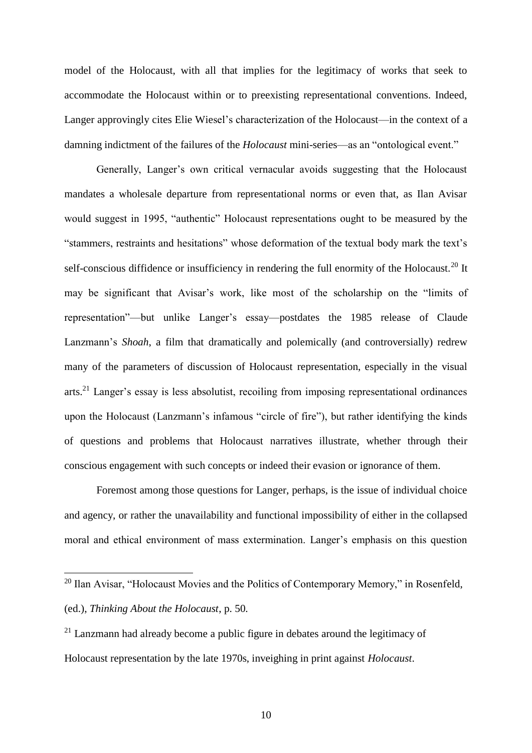model of the Holocaust, with all that implies for the legitimacy of works that seek to accommodate the Holocaust within or to preexisting representational conventions. Indeed, Langer approvingly cites Elie Wiesel's characterization of the Holocaust—in the context of a damning indictment of the failures of the *Holocaust* mini-series—as an "ontological event."

Generally, Langer's own critical vernacular avoids suggesting that the Holocaust mandates a wholesale departure from representational norms or even that, as Ilan Avisar would suggest in 1995, "authentic" Holocaust representations ought to be measured by the "stammers, restraints and hesitations" whose deformation of the textual body mark the text's self-conscious diffidence or insufficiency in rendering the full enormity of the Holocaust.[20] It may be significant that Avisar's work, like most of the scholarship on the "limits of representation"—but unlike Langer's essay—postdates the 1985 release of Claude Lanzmann's *Shoah*, a film that dramatically and polemically (and controversially) redrew many of the parameters of discussion of Holocaust representation, especially in the visual arts.[21] Langer's essay is less absolutist, recoiling from imposing representational ordinances upon the Holocaust (Lanzmann's infamous "circle of fire"), but rather identifying the kinds of questions and problems that Holocaust narratives illustrate, whether through their conscious engagement with such concepts or indeed their evasion or ignorance of them.

Foremost among those questions for Langer, perhaps, is the issue of individual choice and agency, or rather the unavailability and functional impossibility of either in the collapsed moral and ethical environment of mass extermination. Langer's emphasis on this question

---

[20] Ilan Avisar, "Holocaust Movies and the Politics of Contemporary Memory," in Rosenfeld, (ed.), *Thinking About the Holocaust*, p. 50.

[21] Lanzmann had already become a public figure in debates around the legitimacy of Holocaust representation by the late 1970s, inveighing in print against *Holocaust*.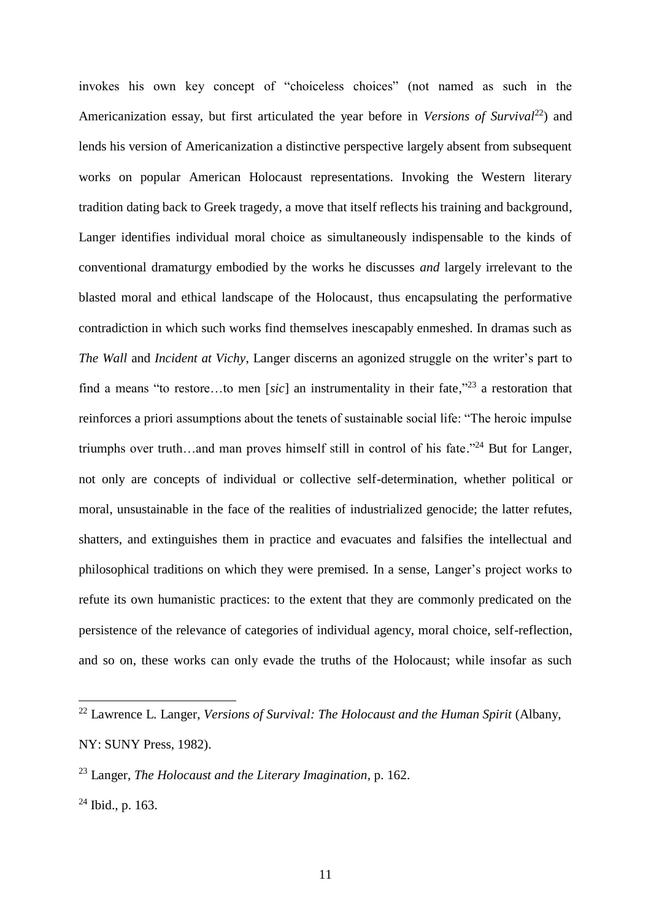invokes his own key concept of "choiceless choices" (not named as such in the Americanization essay, but first articulated the year before in *Versions of Survival*[22]) and lends his version of Americanization a distinctive perspective largely absent from subsequent works on popular American Holocaust representations. Invoking the Western literary tradition dating back to Greek tragedy, a move that itself reflects his training and background, Langer identifies individual moral choice as simultaneously indispensable to the kinds of conventional dramaturgy embodied by the works he discusses *and* largely irrelevant to the blasted moral and ethical landscape of the Holocaust, thus encapsulating the performative contradiction in which such works find themselves inescapably enmeshed. In dramas such as *The Wall* and *Incident at Vichy*, Langer discerns an agonized struggle on the writer's part to find a means "to restore…to men [*sic*] an instrumentality in their fate,"[23] a restoration that reinforces a priori assumptions about the tenets of sustainable social life: "The heroic impulse triumphs over truth…and man proves himself still in control of his fate."[24] But for Langer, not only are concepts of individual or collective self-determination, whether political or moral, unsustainable in the face of the realities of industrialized genocide; the latter refutes, shatters, and extinguishes them in practice and evacuates and falsifies the intellectual and philosophical traditions on which they were premised. In a sense, Langer's project works to refute its own humanistic practices: to the extent that they are commonly predicated on the persistence of the relevance of categories of individual agency, moral choice, self-reflection, and so on, these works can only evade the truths of the Holocaust; while insofar as such

---

[22] Lawrence L. Langer, *Versions of Survival: The Holocaust and the Human Spirit* (Albany, NY: SUNY Press, 1982).

[23] Langer, *The Holocaust and the Literary Imagination*, p. 162.

[24] Ibid., p. 163.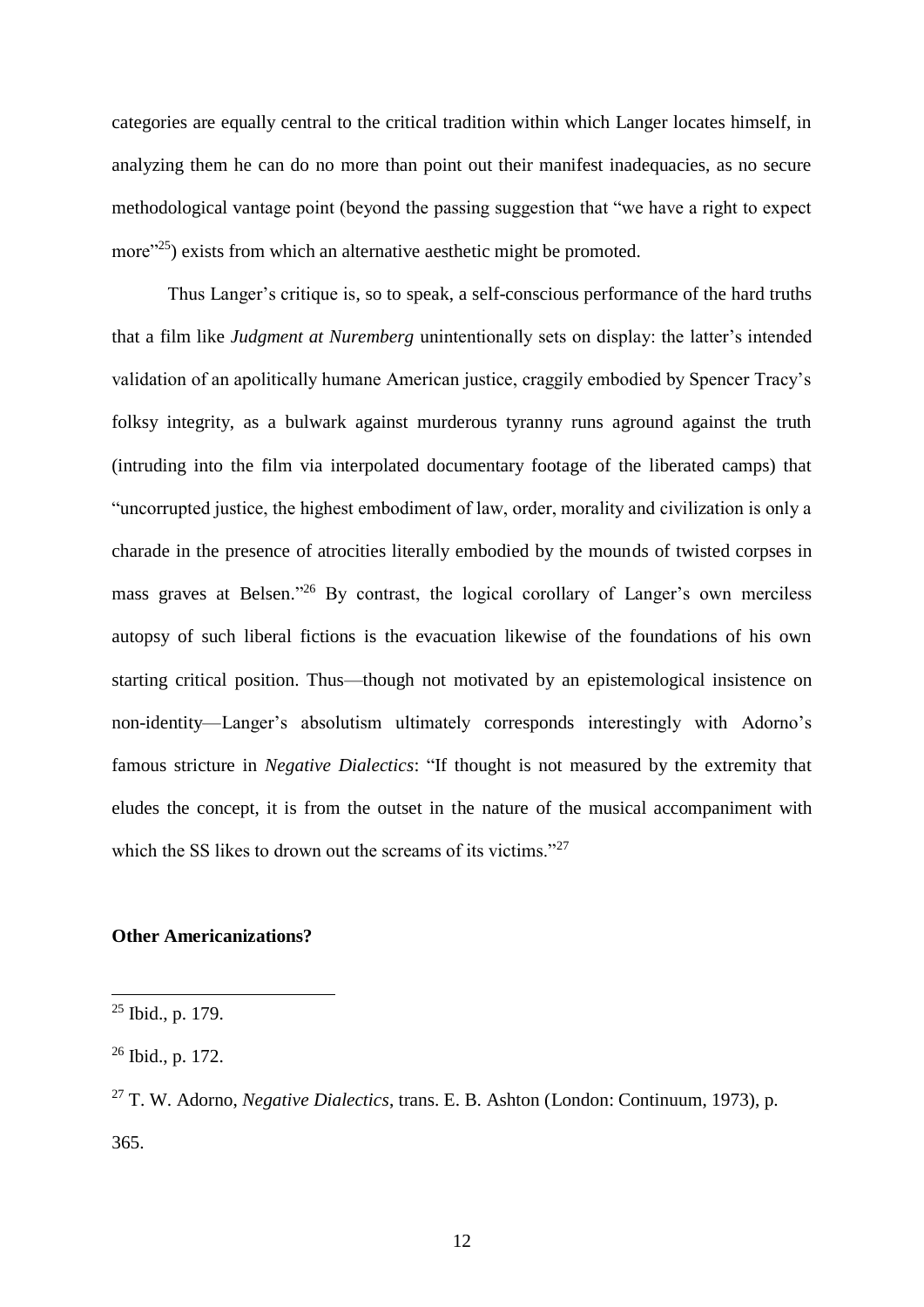categories are equally central to the critical tradition within which Langer locates himself, in analyzing them he can do no more than point out their manifest inadequacies, as no secure methodological vantage point (beyond the passing suggestion that "we have a right to expect more"[25]) exists from which an alternative aesthetic might be promoted.

Thus Langer's critique is, so to speak, a self-conscious performance of the hard truths that a film like *Judgment at Nuremberg* unintentionally sets on display: the latter's intended validation of an apolitically humane American justice, craggily embodied by Spencer Tracy's folksy integrity, as a bulwark against murderous tyranny runs aground against the truth (intruding into the film via interpolated documentary footage of the liberated camps) that "uncorrupted justice, the highest embodiment of law, order, morality and civilization is only a charade in the presence of atrocities literally embodied by the mounds of twisted corpses in mass graves at Belsen."[26] By contrast, the logical corollary of Langer's own merciless autopsy of such liberal fictions is the evacuation likewise of the foundations of his own starting critical position. Thus—though not motivated by an epistemological insistence on non-identity—Langer's absolutism ultimately corresponds interestingly with Adorno's famous stricture in *Negative Dialectics*: "If thought is not measured by the extremity that eludes the concept, it is from the outset in the nature of the musical accompaniment with which the SS likes to drown out the screams of its victims."[27]

**Other Americanizations?**

---

[25] Ibid., p. 179.

[26] Ibid., p. 172.

[27] T. W. Adorno, *Negative Dialectics*, trans. E. B. Ashton (London: Continuum, 1973), p. 365.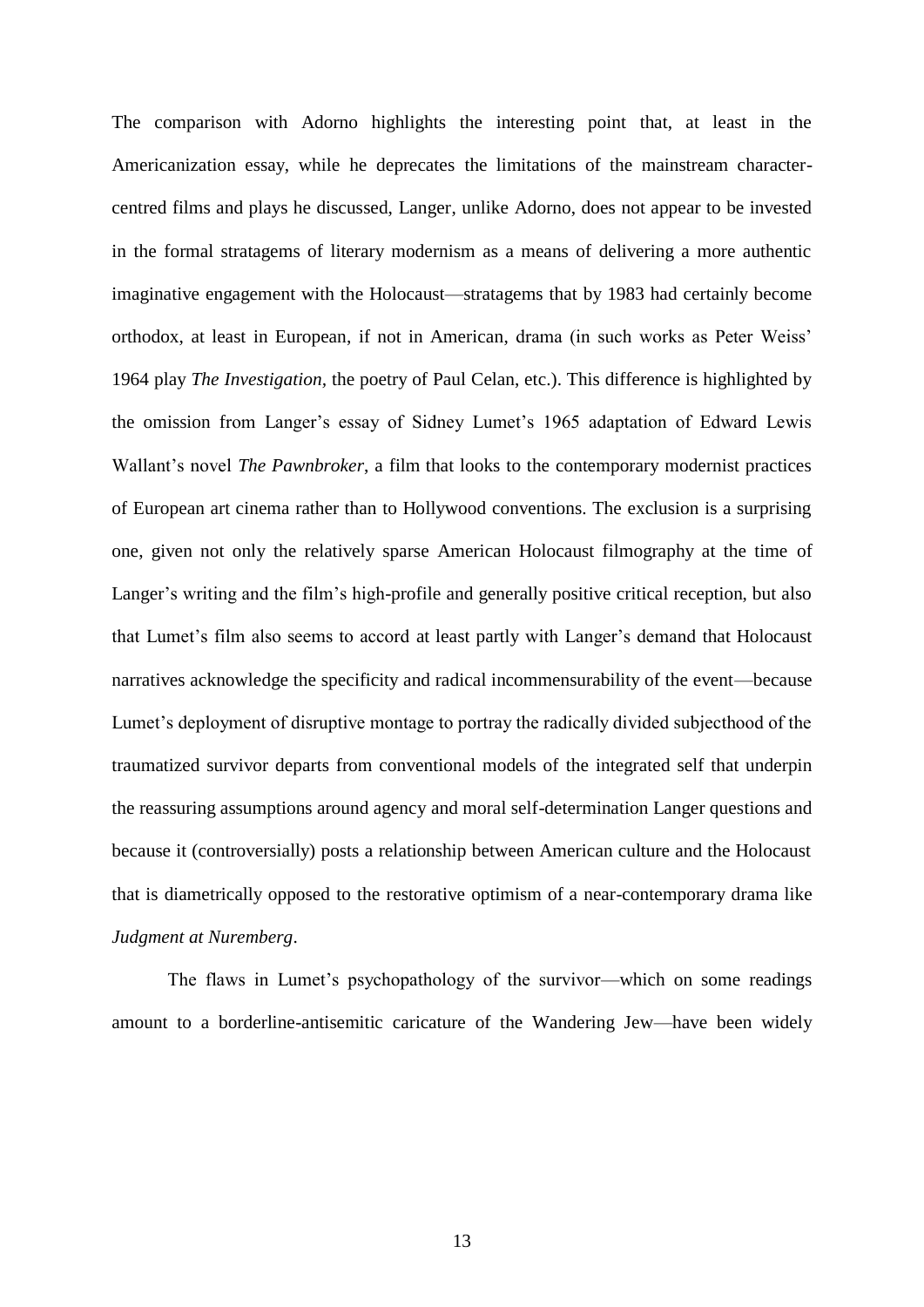The comparison with Adorno highlights the interesting point that, at least in the Americanization essay, while he deprecates the limitations of the mainstream character-centred films and plays he discussed, Langer, unlike Adorno, does not appear to be invested in the formal stratagems of literary modernism as a means of delivering a more authentic imaginative engagement with the Holocaust—stratagems that by 1983 had certainly become orthodox, at least in European, if not in American, drama (in such works as Peter Weiss' 1964 play *The Investigation*, the poetry of Paul Celan, etc.). This difference is highlighted by the omission from Langer's essay of Sidney Lumet's 1965 adaptation of Edward Lewis Wallant's novel *The Pawnbroker*, a film that looks to the contemporary modernist practices of European art cinema rather than to Hollywood conventions. The exclusion is a surprising one, given not only the relatively sparse American Holocaust filmography at the time of Langer's writing and the film's high-profile and generally positive critical reception, but also that Lumet's film also seems to accord at least partly with Langer's demand that Holocaust narratives acknowledge the specificity and radical incommensurability of the event—because Lumet's deployment of disruptive montage to portray the radically divided subjecthood of the traumatized survivor departs from conventional models of the integrated self that underpin the reassuring assumptions around agency and moral self-determination Langer questions and because it (controversially) posts a relationship between American culture and the Holocaust that is diametrically opposed to the restorative optimism of a near-contemporary drama like *Judgment at Nuremberg*.

The flaws in Lumet's psychopathology of the survivor—which on some readings amount to a borderline-antisemitic caricature of the Wandering Jew—have been widely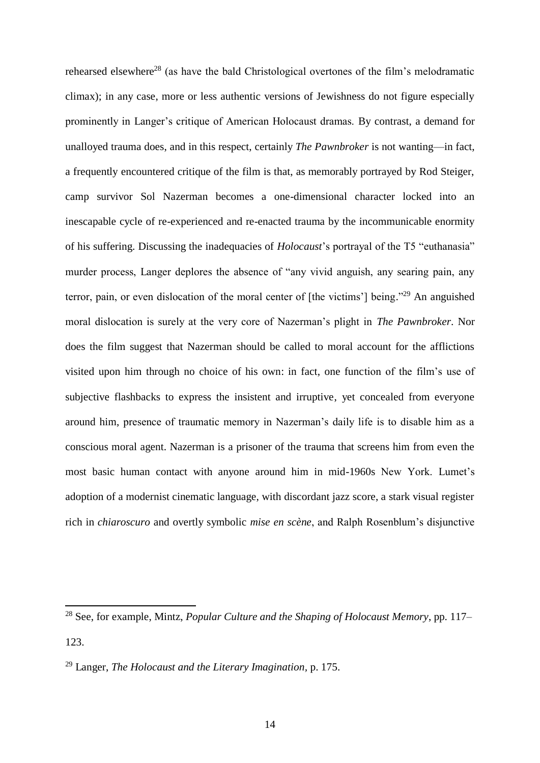rehearsed elsewhere[28] (as have the bald Christological overtones of the film's melodramatic climax); in any case, more or less authentic versions of Jewishness do not figure especially prominently in Langer's critique of American Holocaust dramas. By contrast, a demand for unalloyed trauma does, and in this respect, certainly *The Pawnbroker* is not wanting—in fact, a frequently encountered critique of the film is that, as memorably portrayed by Rod Steiger, camp survivor Sol Nazerman becomes a one-dimensional character locked into an inescapable cycle of re-experienced and re-enacted trauma by the incommunicable enormity of his suffering. Discussing the inadequacies of *Holocaust*'s portrayal of the T5 "euthanasia" murder process, Langer deplores the absence of "any vivid anguish, any searing pain, any terror, pain, or even dislocation of the moral center of [the victims'] being."[29] An anguished moral dislocation is surely at the very core of Nazerman's plight in *The Pawnbroker*. Nor does the film suggest that Nazerman should be called to moral account for the afflictions visited upon him through no choice of his own: in fact, one function of the film's use of subjective flashbacks to express the insistent and irruptive, yet concealed from everyone around him, presence of traumatic memory in Nazerman's daily life is to disable him as a conscious moral agent. Nazerman is a prisoner of the trauma that screens him from even the most basic human contact with anyone around him in mid-1960s New York. Lumet's adoption of a modernist cinematic language, with discordant jazz score, a stark visual register rich in *chiaroscuro* and overtly symbolic *mise en scène*, and Ralph Rosenblum's disjunctive

---

[28] See, for example, Mintz, *Popular Culture and the Shaping of Holocaust Memory*, pp. 117–123.

[29] Langer, *The Holocaust and the Literary Imagination*, p. 175.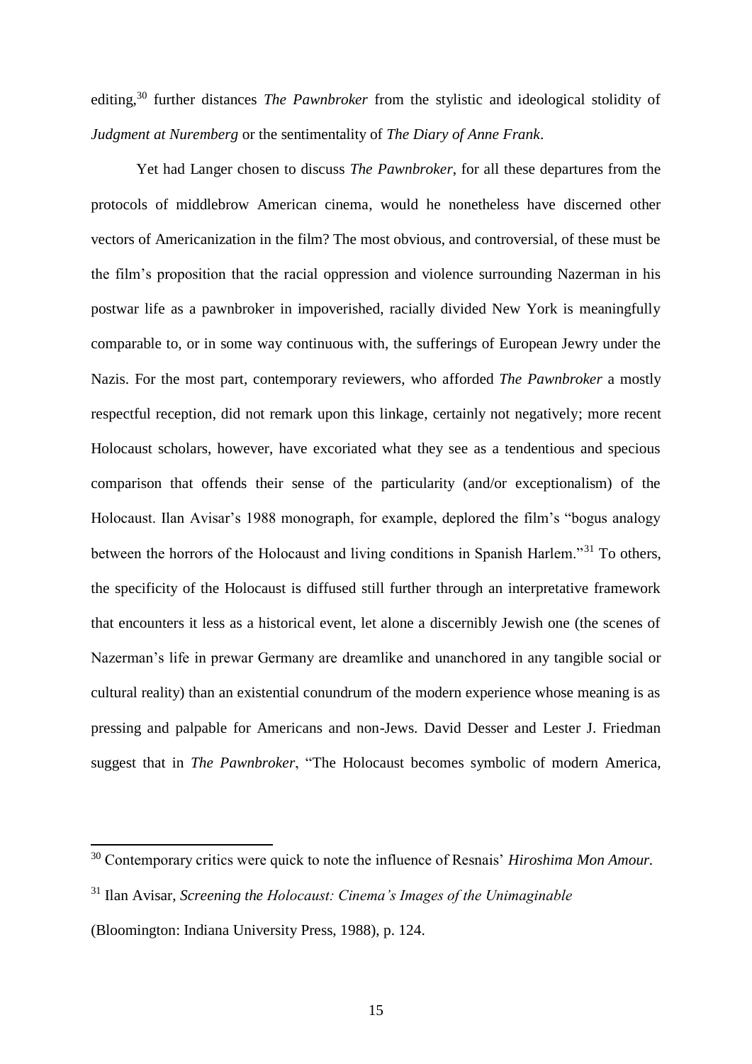editing,[30] further distances *The Pawnbroker* from the stylistic and ideological stolidity of *Judgment at Nuremberg* or the sentimentality of *The Diary of Anne Frank*.

Yet had Langer chosen to discuss *The Pawnbroker*, for all these departures from the protocols of middlebrow American cinema, would he nonetheless have discerned other vectors of Americanization in the film? The most obvious, and controversial, of these must be the film's proposition that the racial oppression and violence surrounding Nazerman in his postwar life as a pawnbroker in impoverished, racially divided New York is meaningfully comparable to, or in some way continuous with, the sufferings of European Jewry under the Nazis. For the most part, contemporary reviewers, who afforded *The Pawnbroker* a mostly respectful reception, did not remark upon this linkage, certainly not negatively; more recent Holocaust scholars, however, have excoriated what they see as a tendentious and specious comparison that offends their sense of the particularity (and/or exceptionalism) of the Holocaust. Ilan Avisar's 1988 monograph, for example, deplored the film's "bogus analogy between the horrors of the Holocaust and living conditions in Spanish Harlem."[31] To others, the specificity of the Holocaust is diffused still further through an interpretative framework that encounters it less as a historical event, let alone a discernibly Jewish one (the scenes of Nazerman's life in prewar Germany are dreamlike and unanchored in any tangible social or cultural reality) than an existential conundrum of the modern experience whose meaning is as pressing and palpable for Americans and non-Jews. David Desser and Lester J. Friedman suggest that in *The Pawnbroker*, "The Holocaust becomes symbolic of modern America,

---

[30] Contemporary critics were quick to note the influence of Resnais' *Hiroshima Mon Amour.*

[31] Ilan Avisar, *Screening the Holocaust: Cinema's Images of the Unimaginable* (Bloomington: Indiana University Press, 1988), p. 124.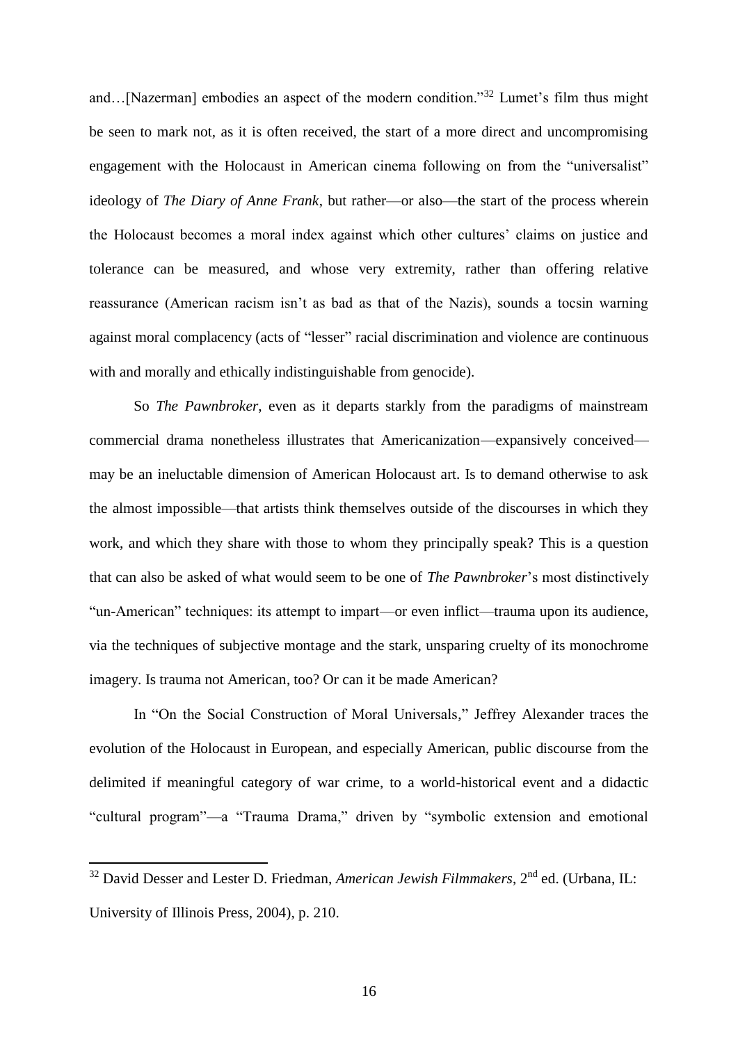and…[Nazerman] embodies an aspect of the modern condition."[32] Lumet's film thus might be seen to mark not, as it is often received, the start of a more direct and uncompromising engagement with the Holocaust in American cinema following on from the "universalist" ideology of *The Diary of Anne Frank*, but rather—or also—the start of the process wherein the Holocaust becomes a moral index against which other cultures' claims on justice and tolerance can be measured, and whose very extremity, rather than offering relative reassurance (American racism isn't as bad as that of the Nazis), sounds a tocsin warning against moral complacency (acts of "lesser" racial discrimination and violence are continuous with and morally and ethically indistinguishable from genocide).

So *The Pawnbroker*, even as it departs starkly from the paradigms of mainstream commercial drama nonetheless illustrates that Americanization—expansively conceived—may be an ineluctable dimension of American Holocaust art. Is to demand otherwise to ask the almost impossible—that artists think themselves outside of the discourses in which they work, and which they share with those to whom they principally speak? This is a question that can also be asked of what would seem to be one of *The Pawnbroker*'s most distinctively "un-American" techniques: its attempt to impart—or even inflict—trauma upon its audience, via the techniques of subjective montage and the stark, unsparing cruelty of its monochrome imagery. Is trauma not American, too? Or can it be made American?

In "On the Social Construction of Moral Universals," Jeffrey Alexander traces the evolution of the Holocaust in European, and especially American, public discourse from the delimited if meaningful category of war crime, to a world-historical event and a didactic "cultural program"—a "Trauma Drama," driven by "symbolic extension and emotional

---

[32] David Desser and Lester D. Friedman, *American Jewish Filmmakers*, 2nd ed. (Urbana, IL: University of Illinois Press, 2004), p. 210.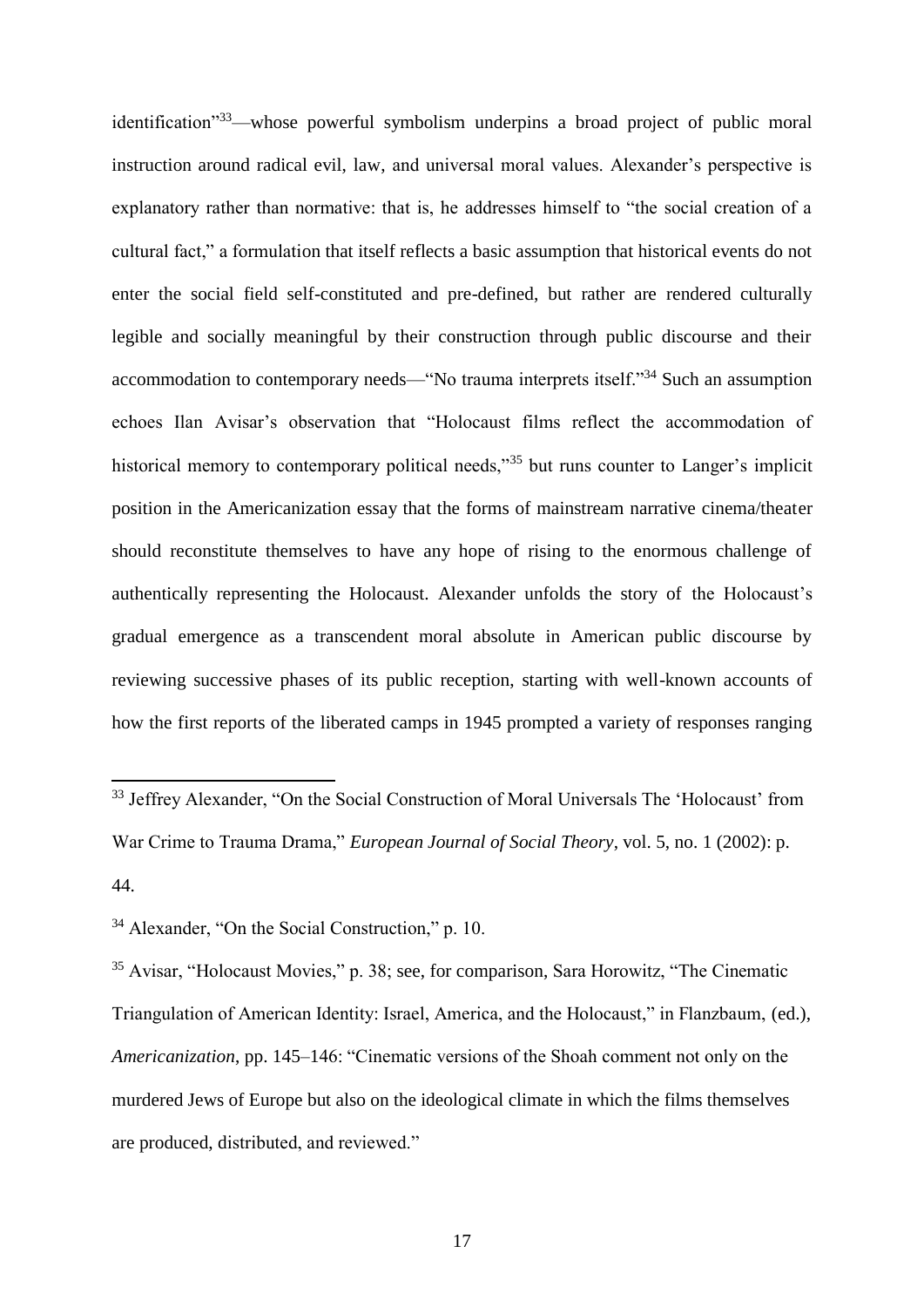identification"[33]—whose powerful symbolism underpins a broad project of public moral instruction around radical evil, law, and universal moral values. Alexander's perspective is explanatory rather than normative: that is, he addresses himself to "the social creation of a cultural fact," a formulation that itself reflects a basic assumption that historical events do not enter the social field self-constituted and pre-defined, but rather are rendered culturally legible and socially meaningful by their construction through public discourse and their accommodation to contemporary needs—"No trauma interprets itself."[34] Such an assumption echoes Ilan Avisar's observation that "Holocaust films reflect the accommodation of historical memory to contemporary political needs,"[35] but runs counter to Langer's implicit position in the Americanization essay that the forms of mainstream narrative cinema/theater should reconstitute themselves to have any hope of rising to the enormous challenge of authentically representing the Holocaust. Alexander unfolds the story of the Holocaust's gradual emergence as a transcendent moral absolute in American public discourse by reviewing successive phases of its public reception, starting with well-known accounts of how the first reports of the liberated camps in 1945 prompted a variety of responses ranging

---

[33] Jeffrey Alexander, "On the Social Construction of Moral Universals The 'Holocaust' from War Crime to Trauma Drama," *European Journal of Social Theory*, vol. 5, no. 1 (2002): p. 44.

[34] Alexander, "On the Social Construction," p. 10.

[35] Avisar, "Holocaust Movies," p. 38; see, for comparison, Sara Horowitz, "The Cinematic Triangulation of American Identity: Israel, America, and the Holocaust," in Flanzbaum, (ed.), *Americanization*, pp. 145–146: "Cinematic versions of the Shoah comment not only on the murdered Jews of Europe but also on the ideological climate in which the films themselves are produced, distributed, and reviewed."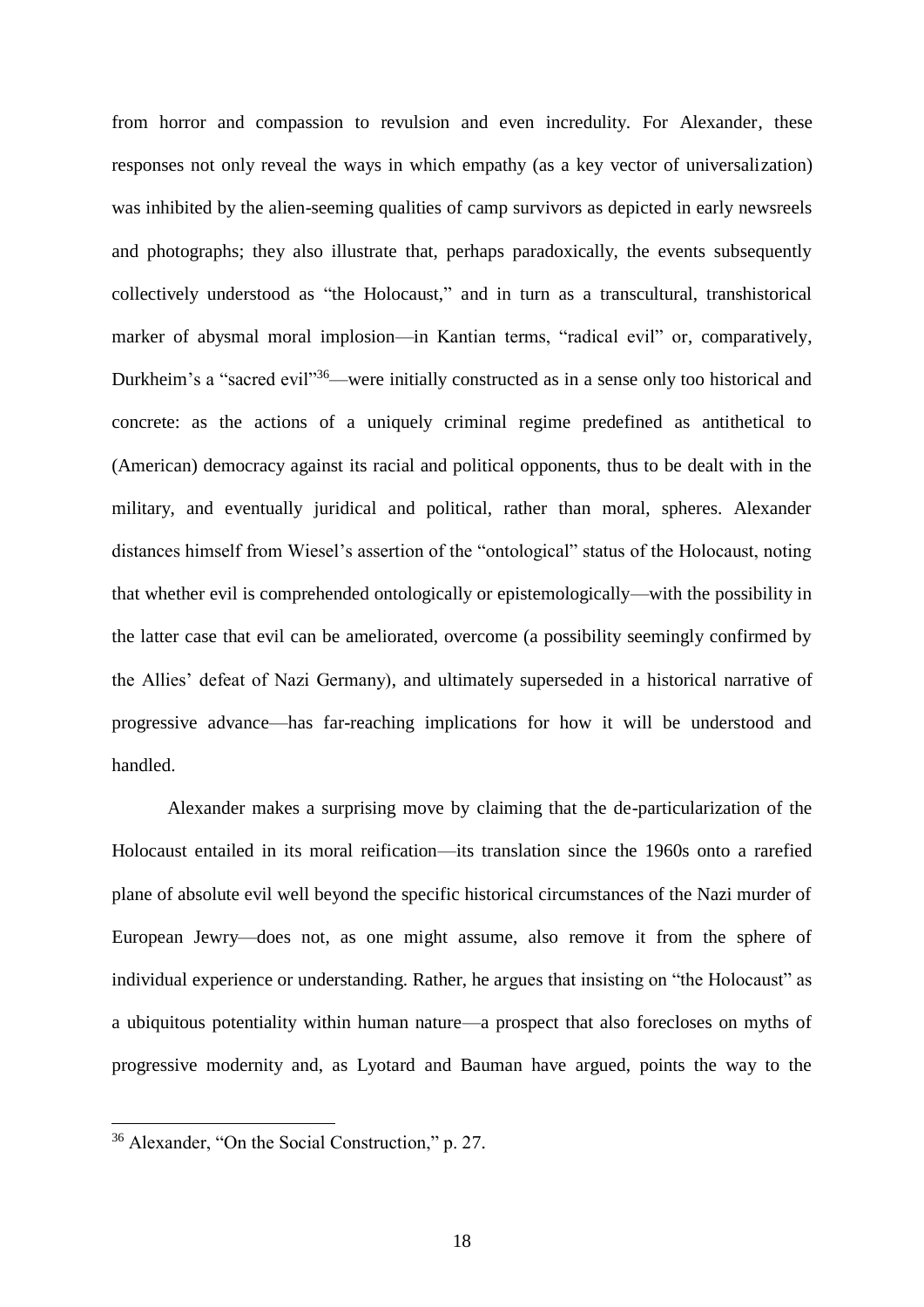from horror and compassion to revulsion and even incredulity. For Alexander, these responses not only reveal the ways in which empathy (as a key vector of universalization) was inhibited by the alien-seeming qualities of camp survivors as depicted in early newsreels and photographs; they also illustrate that, perhaps paradoxically, the events subsequently collectively understood as "the Holocaust," and in turn as a transcultural, transhistorical marker of abysmal moral implosion—in Kantian terms, "radical evil" or, comparatively, Durkheim's a "sacred evil"[36]—were initially constructed as in a sense only too historical and concrete: as the actions of a uniquely criminal regime predefined as antithetical to (American) democracy against its racial and political opponents, thus to be dealt with in the military, and eventually juridical and political, rather than moral, spheres. Alexander distances himself from Wiesel's assertion of the "ontological" status of the Holocaust, noting that whether evil is comprehended ontologically or epistemologically—with the possibility in the latter case that evil can be ameliorated, overcome (a possibility seemingly confirmed by the Allies' defeat of Nazi Germany), and ultimately superseded in a historical narrative of progressive advance—has far-reaching implications for how it will be understood and handled.

Alexander makes a surprising move by claiming that the de-particularization of the Holocaust entailed in its moral reification—its translation since the 1960s onto a rarefied plane of absolute evil well beyond the specific historical circumstances of the Nazi murder of European Jewry—does not, as one might assume, also remove it from the sphere of individual experience or understanding. Rather, he argues that insisting on "the Holocaust" as a ubiquitous potentiality within human nature—a prospect that also forecloses on myths of progressive modernity and, as Lyotard and Bauman have argued, points the way to the

[36] Alexander, "On the Social Construction," p. 27.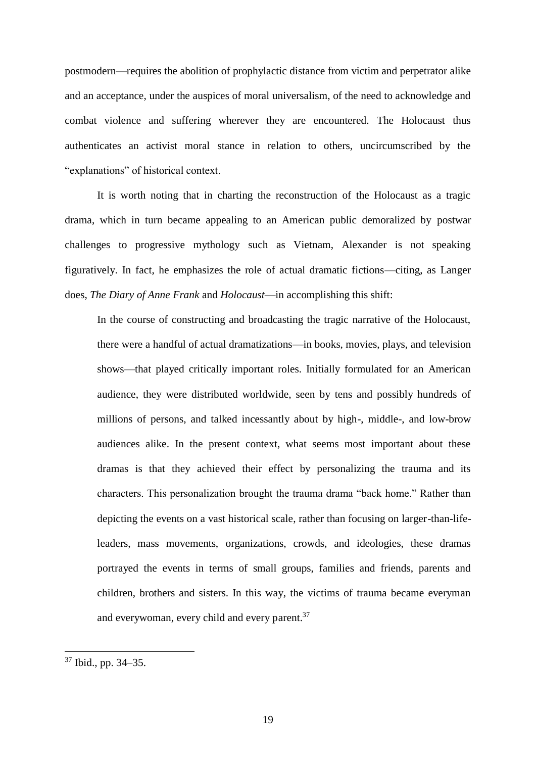postmodern—requires the abolition of prophylactic distance from victim and perpetrator alike and an acceptance, under the auspices of moral universalism, of the need to acknowledge and combat violence and suffering wherever they are encountered. The Holocaust thus authenticates an activist moral stance in relation to others, uncircumscribed by the "explanations" of historical context.

It is worth noting that in charting the reconstruction of the Holocaust as a tragic drama, which in turn became appealing to an American public demoralized by postwar challenges to progressive mythology such as Vietnam, Alexander is not speaking figuratively. In fact, he emphasizes the role of actual dramatic fictions—citing, as Langer does, *The Diary of Anne Frank* and *Holocaust*—in accomplishing this shift:

> In the course of constructing and broadcasting the tragic narrative of the Holocaust, there were a handful of actual dramatizations—in books, movies, plays, and television shows—that played critically important roles. Initially formulated for an American audience, they were distributed worldwide, seen by tens and possibly hundreds of millions of persons, and talked incessantly about by high-, middle-, and low-brow audiences alike. In the present context, what seems most important about these dramas is that they achieved their effect by personalizing the trauma and its characters. This personalization brought the trauma drama "back home." Rather than depicting the events on a vast historical scale, rather than focusing on larger-than-life-leaders, mass movements, organizations, crowds, and ideologies, these dramas portrayed the events in terms of small groups, families and friends, parents and children, brothers and sisters. In this way, the victims of trauma became everyman and everywoman, every child and every parent.[37]

[37] Ibid., pp. 34–35.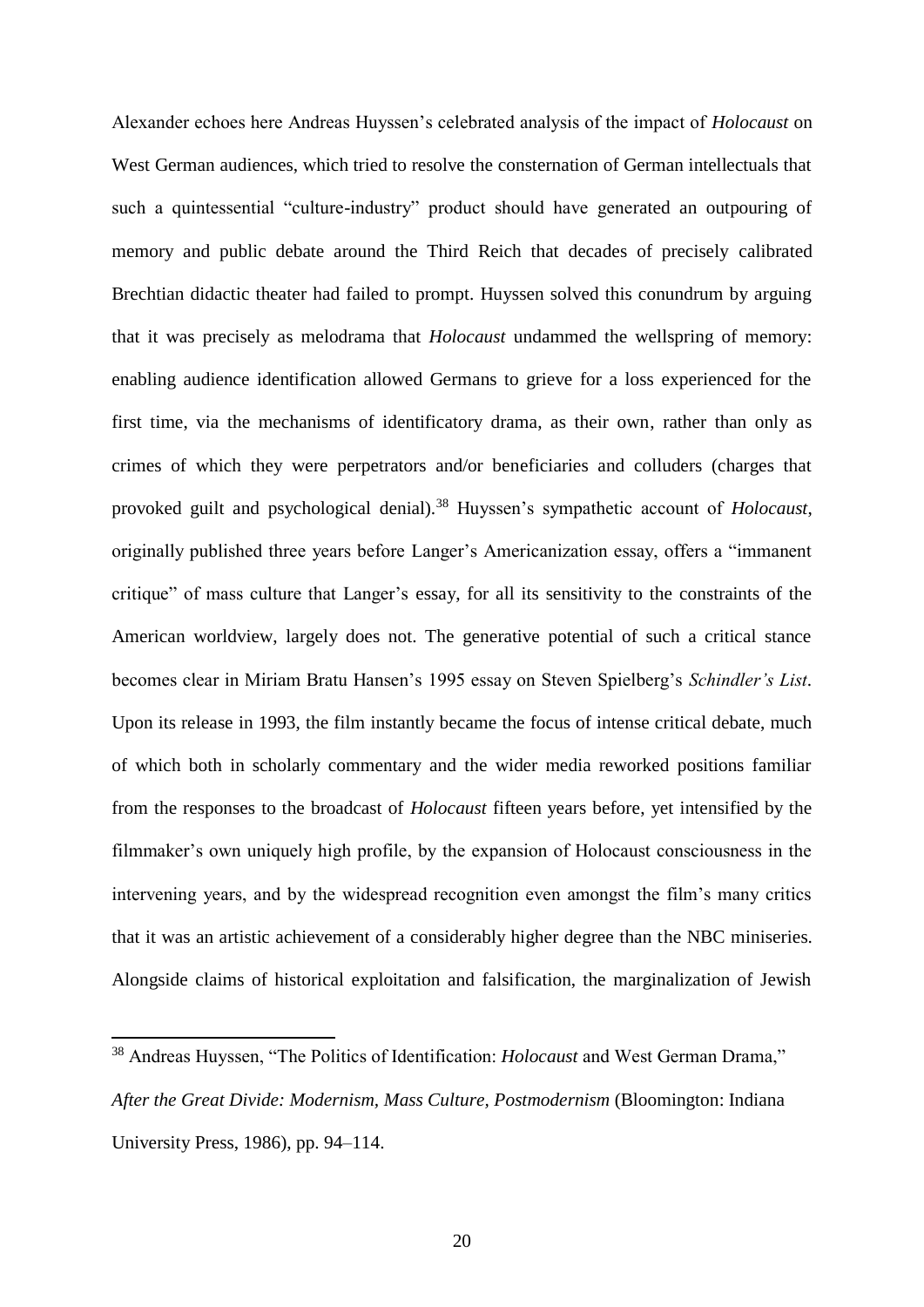Alexander echoes here Andreas Huyssen's celebrated analysis of the impact of *Holocaust* on West German audiences, which tried to resolve the consternation of German intellectuals that such a quintessential "culture-industry" product should have generated an outpouring of memory and public debate around the Third Reich that decades of precisely calibrated Brechtian didactic theater had failed to prompt. Huyssen solved this conundrum by arguing that it was precisely as melodrama that *Holocaust* undammed the wellspring of memory: enabling audience identification allowed Germans to grieve for a loss experienced for the first time, via the mechanisms of identificatory drama, as their own, rather than only as crimes of which they were perpetrators and/or beneficiaries and colluders (charges that provoked guilt and psychological denial).[38] Huyssen's sympathetic account of *Holocaust*, originally published three years before Langer's Americanization essay, offers a "immanent critique" of mass culture that Langer's essay, for all its sensitivity to the constraints of the American worldview, largely does not. The generative potential of such a critical stance becomes clear in Miriam Bratu Hansen's 1995 essay on Steven Spielberg's *Schindler's List*. Upon its release in 1993, the film instantly became the focus of intense critical debate, much of which both in scholarly commentary and the wider media reworked positions familiar from the responses to the broadcast of *Holocaust* fifteen years before, yet intensified by the filmmaker's own uniquely high profile, by the expansion of Holocaust consciousness in the intervening years, and by the widespread recognition even amongst the film's many critics that it was an artistic achievement of a considerably higher degree than the NBC miniseries. Alongside claims of historical exploitation and falsification, the marginalization of Jewish

[38] Andreas Huyssen, "The Politics of Identification: *Holocaust* and West German Drama," *After the Great Divide: Modernism, Mass Culture, Postmodernism* (Bloomington: Indiana University Press, 1986), pp. 94–114.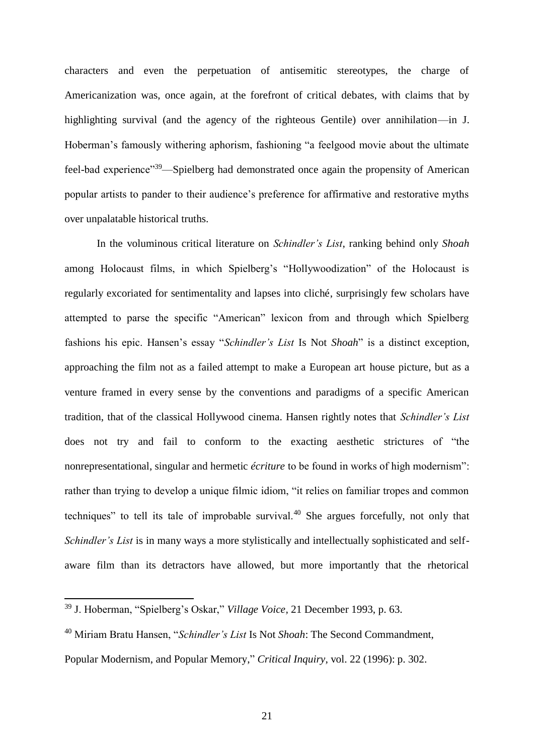characters and even the perpetuation of antisemitic stereotypes, the charge of Americanization was, once again, at the forefront of critical debates, with claims that by highlighting survival (and the agency of the righteous Gentile) over annihilation—in J. Hoberman's famously withering aphorism, fashioning "a feelgood movie about the ultimate feel-bad experience"[39]—Spielberg had demonstrated once again the propensity of American popular artists to pander to their audience's preference for affirmative and restorative myths over unpalatable historical truths.

In the voluminous critical literature on *Schindler's List*, ranking behind only *Shoah* among Holocaust films, in which Spielberg's "Hollywoodization" of the Holocaust is regularly excoriated for sentimentality and lapses into cliché, surprisingly few scholars have attempted to parse the specific "American" lexicon from and through which Spielberg fashions his epic. Hansen's essay "*Schindler's List* Is Not *Shoah*" is a distinct exception, approaching the film not as a failed attempt to make a European art house picture, but as a venture framed in every sense by the conventions and paradigms of a specific American tradition, that of the classical Hollywood cinema. Hansen rightly notes that *Schindler's List* does not try and fail to conform to the exacting aesthetic strictures of "the nonrepresentational, singular and hermetic *écriture* to be found in works of high modernism": rather than trying to develop a unique filmic idiom, "it relies on familiar tropes and common techniques" to tell its tale of improbable survival.[40] She argues forcefully, not only that *Schindler's List* is in many ways a more stylistically and intellectually sophisticated and self-aware film than its detractors have allowed, but more importantly that the rhetorical

---

[39] J. Hoberman, "Spielberg's Oskar," *Village Voice*, 21 December 1993, p. 63.

[40] Miriam Bratu Hansen, "*Schindler's List* Is Not *Shoah*: The Second Commandment, Popular Modernism, and Popular Memory," *Critical Inquiry*, vol. 22 (1996): p. 302.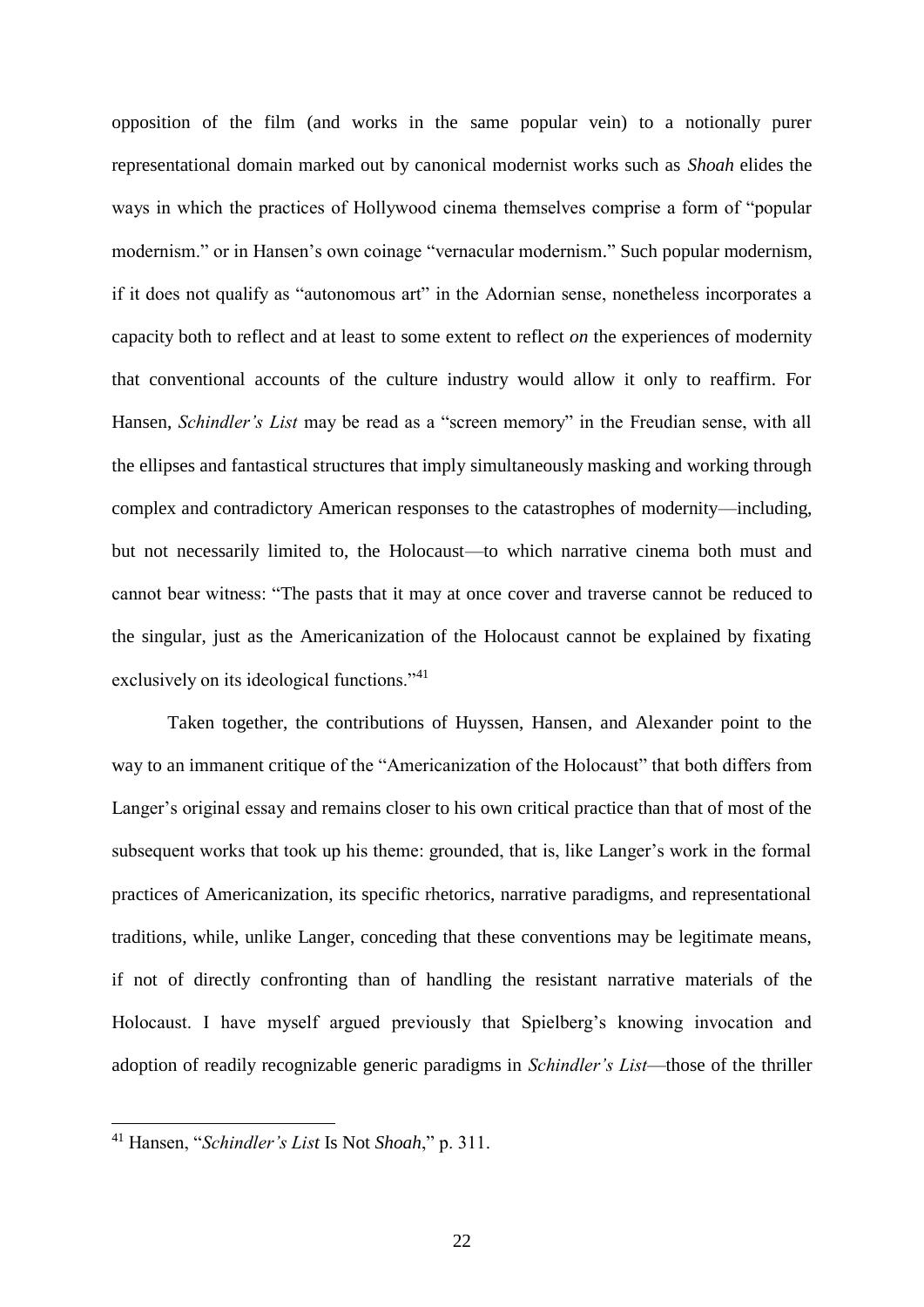opposition of the film (and works in the same popular vein) to a notionally purer representational domain marked out by canonical modernist works such as *Shoah* elides the ways in which the practices of Hollywood cinema themselves comprise a form of "popular modernism." or in Hansen's own coinage "vernacular modernism." Such popular modernism, if it does not qualify as "autonomous art" in the Adornian sense, nonetheless incorporates a capacity both to reflect and at least to some extent to reflect *on* the experiences of modernity that conventional accounts of the culture industry would allow it only to reaffirm. For Hansen, *Schindler's List* may be read as a "screen memory" in the Freudian sense, with all the ellipses and fantastical structures that imply simultaneously masking and working through complex and contradictory American responses to the catastrophes of modernity—including, but not necessarily limited to, the Holocaust—to which narrative cinema both must and cannot bear witness: "The pasts that it may at once cover and traverse cannot be reduced to the singular, just as the Americanization of the Holocaust cannot be explained by fixating exclusively on its ideological functions."[41]

Taken together, the contributions of Huyssen, Hansen, and Alexander point to the way to an immanent critique of the "Americanization of the Holocaust" that both differs from Langer's original essay and remains closer to his own critical practice than that of most of the subsequent works that took up his theme: grounded, that is, like Langer's work in the formal practices of Americanization, its specific rhetorics, narrative paradigms, and representational traditions, while, unlike Langer, conceding that these conventions may be legitimate means, if not of directly confronting than of handling the resistant narrative materials of the Holocaust. I have myself argued previously that Spielberg's knowing invocation and adoption of readily recognizable generic paradigms in *Schindler's List*—those of the thriller

[41] Hansen, "*Schindler's List* Is Not *Shoah*," p. 311.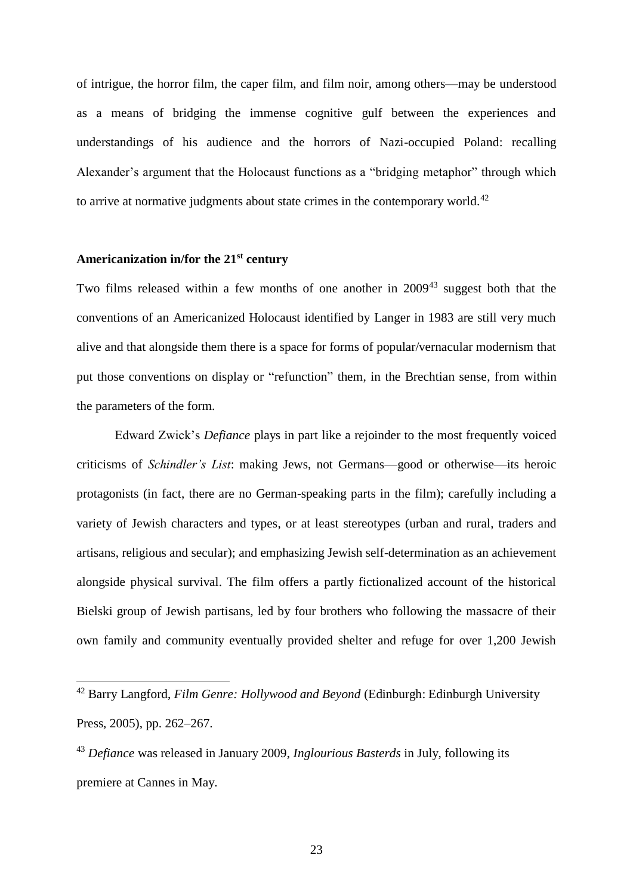of intrigue, the horror film, the caper film, and film noir, among others—may be understood as a means of bridging the immense cognitive gulf between the experiences and understandings of his audience and the horrors of Nazi-occupied Poland: recalling Alexander's argument that the Holocaust functions as a "bridging metaphor" through which to arrive at normative judgments about state crimes in the contemporary world.[42]

### Americanization in/for the 21st century

Two films released within a few months of one another in 2009[43] suggest both that the conventions of an Americanized Holocaust identified by Langer in 1983 are still very much alive and that alongside them there is a space for forms of popular/vernacular modernism that put those conventions on display or "refunction" them, in the Brechtian sense, from within the parameters of the form.

Edward Zwick's *Defiance* plays in part like a rejoinder to the most frequently voiced criticisms of *Schindler's List*: making Jews, not Germans—good or otherwise—its heroic protagonists (in fact, there are no German-speaking parts in the film); carefully including a variety of Jewish characters and types, or at least stereotypes (urban and rural, traders and artisans, religious and secular); and emphasizing Jewish self-determination as an achievement alongside physical survival. The film offers a partly fictionalized account of the historical Bielski group of Jewish partisans, led by four brothers who following the massacre of their own family and community eventually provided shelter and refuge for over 1,200 Jewish

---

[42] Barry Langford, *Film Genre: Hollywood and Beyond* (Edinburgh: Edinburgh University Press, 2005), pp. 262–267.

[43] *Defiance* was released in January 2009, *Inglourious Basterds* in July, following its premiere at Cannes in May.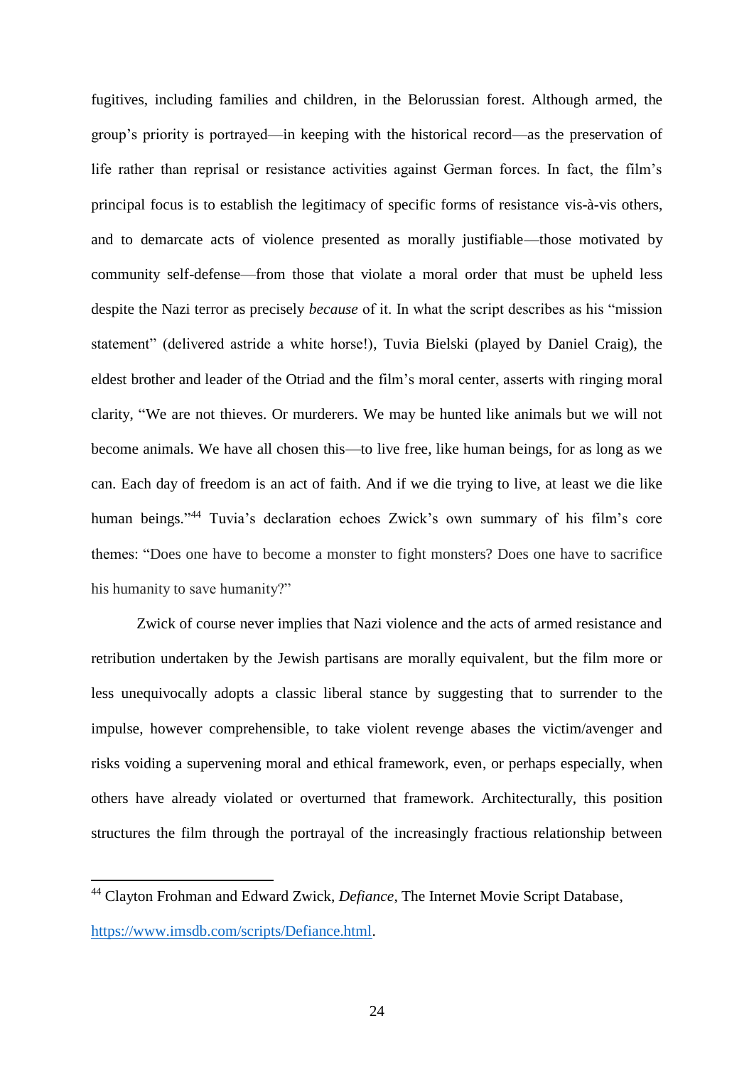fugitives, including families and children, in the Belorussian forest. Although armed, the group's priority is portrayed—in keeping with the historical record—as the preservation of life rather than reprisal or resistance activities against German forces. In fact, the film's principal focus is to establish the legitimacy of specific forms of resistance vis-à-vis others, and to demarcate acts of violence presented as morally justifiable—those motivated by community self-defense—from those that violate a moral order that must be upheld less despite the Nazi terror as precisely *because* of it. In what the script describes as his "mission statement" (delivered astride a white horse!), Tuvia Bielski (played by Daniel Craig), the eldest brother and leader of the Otriad and the film's moral center, asserts with ringing moral clarity, "We are not thieves. Or murderers. We may be hunted like animals but we will not become animals. We have all chosen this—to live free, like human beings, for as long as we can. Each day of freedom is an act of faith. And if we die trying to live, at least we die like human beings."[44] Tuvia's declaration echoes Zwick's own summary of his film's core themes: "Does one have to become a monster to fight monsters? Does one have to sacrifice his humanity to save humanity?"

Zwick of course never implies that Nazi violence and the acts of armed resistance and retribution undertaken by the Jewish partisans are morally equivalent, but the film more or less unequivocally adopts a classic liberal stance by suggesting that to surrender to the impulse, however comprehensible, to take violent revenge abases the victim/avenger and risks voiding a supervening moral and ethical framework, even, or perhaps especially, when others have already violated or overturned that framework. Architecturally, this position structures the film through the portrayal of the increasingly fractious relationship between

---

[44] Clayton Frohman and Edward Zwick, *Defiance*, The Internet Movie Script Database, https://www.imsdb.com/scripts/Defiance.html.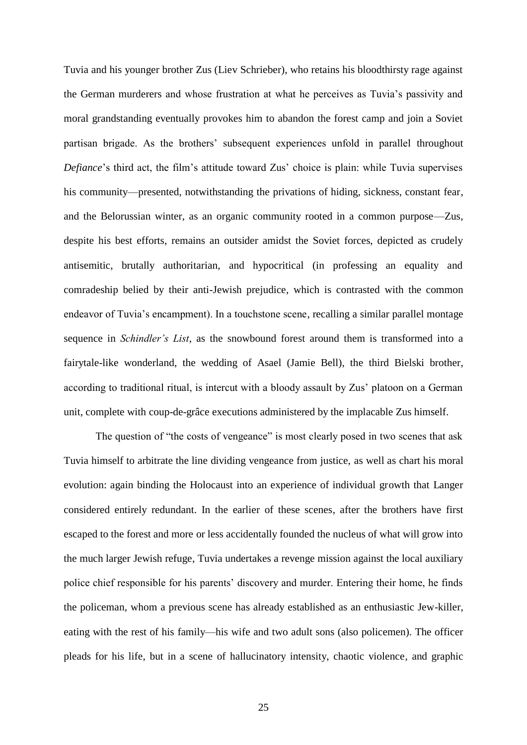Tuvia and his younger brother Zus (Liev Schrieber), who retains his bloodthirsty rage against the German murderers and whose frustration at what he perceives as Tuvia's passivity and moral grandstanding eventually provokes him to abandon the forest camp and join a Soviet partisan brigade. As the brothers' subsequent experiences unfold in parallel throughout *Defiance*'s third act, the film's attitude toward Zus' choice is plain: while Tuvia supervises his community—presented, notwithstanding the privations of hiding, sickness, constant fear, and the Belorussian winter, as an organic community rooted in a common purpose—Zus, despite his best efforts, remains an outsider amidst the Soviet forces, depicted as crudely antisemitic, brutally authoritarian, and hypocritical (in professing an equality and comradeship belied by their anti-Jewish prejudice, which is contrasted with the common endeavor of Tuvia's encampment). In a touchstone scene, recalling a similar parallel montage sequence in *Schindler's List*, as the snowbound forest around them is transformed into a fairytale-like wonderland, the wedding of Asael (Jamie Bell), the third Bielski brother, according to traditional ritual, is intercut with a bloody assault by Zus' platoon on a German unit, complete with coup-de-grâce executions administered by the implacable Zus himself.

The question of "the costs of vengeance" is most clearly posed in two scenes that ask Tuvia himself to arbitrate the line dividing vengeance from justice, as well as chart his moral evolution: again binding the Holocaust into an experience of individual growth that Langer considered entirely redundant. In the earlier of these scenes, after the brothers have first escaped to the forest and more or less accidentally founded the nucleus of what will grow into the much larger Jewish refuge, Tuvia undertakes a revenge mission against the local auxiliary police chief responsible for his parents' discovery and murder. Entering their home, he finds the policeman, whom a previous scene has already established as an enthusiastic Jew-killer, eating with the rest of his family—his wife and two adult sons (also policemen). The officer pleads for his life, but in a scene of hallucinatory intensity, chaotic violence, and graphic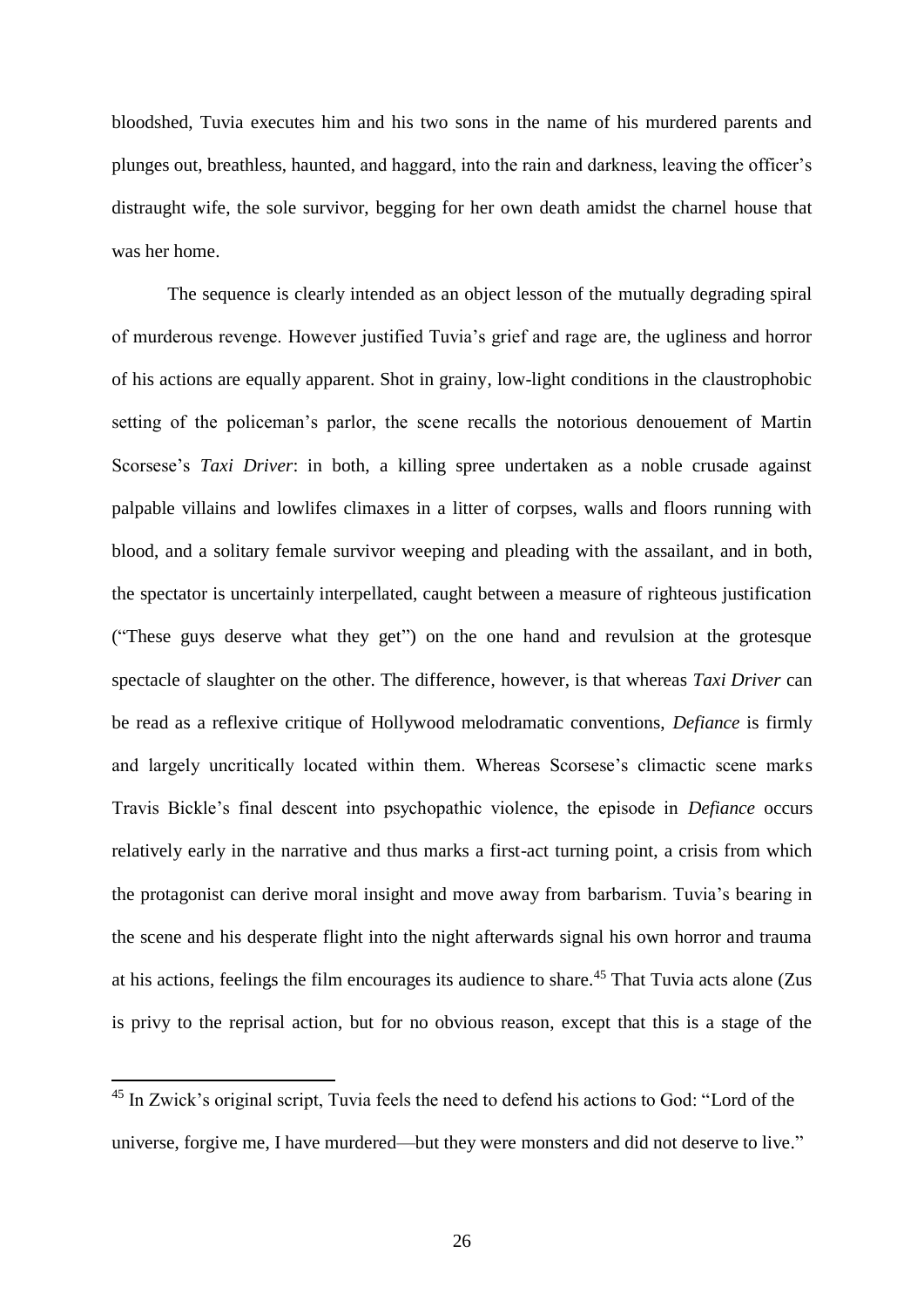bloodshed, Tuvia executes him and his two sons in the name of his murdered parents and plunges out, breathless, haunted, and haggard, into the rain and darkness, leaving the officer's distraught wife, the sole survivor, begging for her own death amidst the charnel house that was her home.

The sequence is clearly intended as an object lesson of the mutually degrading spiral of murderous revenge. However justified Tuvia's grief and rage are, the ugliness and horror of his actions are equally apparent. Shot in grainy, low-light conditions in the claustrophobic setting of the policeman's parlor, the scene recalls the notorious denouement of Martin Scorsese's *Taxi Driver*: in both, a killing spree undertaken as a noble crusade against palpable villains and lowlifes climaxes in a litter of corpses, walls and floors running with blood, and a solitary female survivor weeping and pleading with the assailant, and in both, the spectator is uncertainly interpellated, caught between a measure of righteous justification ("These guys deserve what they get") on the one hand and revulsion at the grotesque spectacle of slaughter on the other. The difference, however, is that whereas *Taxi Driver* can be read as a reflexive critique of Hollywood melodramatic conventions, *Defiance* is firmly and largely uncritically located within them. Whereas Scorsese's climactic scene marks Travis Bickle's final descent into psychopathic violence, the episode in *Defiance* occurs relatively early in the narrative and thus marks a first-act turning point, a crisis from which the protagonist can derive moral insight and move away from barbarism. Tuvia's bearing in the scene and his desperate flight into the night afterwards signal his own horror and trauma at his actions, feelings the film encourages its audience to share.[45] That Tuvia acts alone (Zus is privy to the reprisal action, but for no obvious reason, except that this is a stage of the

---

[45] In Zwick's original script, Tuvia feels the need to defend his actions to God: "Lord of the universe, forgive me, I have murdered—but they were monsters and did not deserve to live."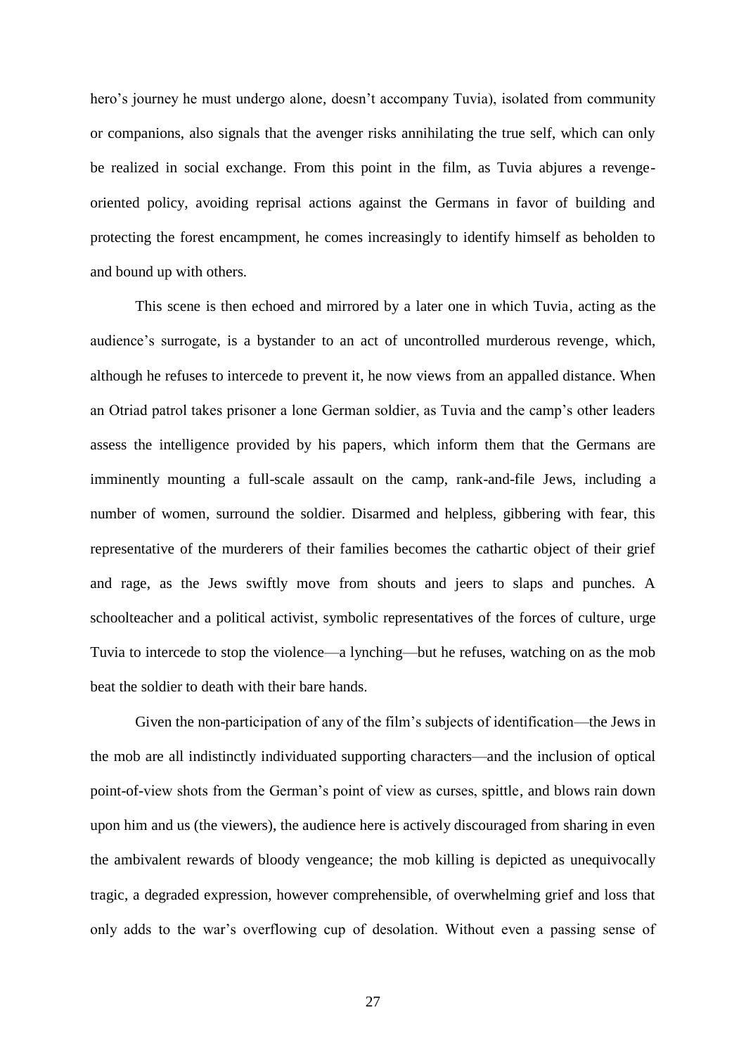hero's journey he must undergo alone, doesn't accompany Tuvia), isolated from community or companions, also signals that the avenger risks annihilating the true self, which can only be realized in social exchange. From this point in the film, as Tuvia abjures a revenge-oriented policy, avoiding reprisal actions against the Germans in favor of building and protecting the forest encampment, he comes increasingly to identify himself as beholden to and bound up with others.

This scene is then echoed and mirrored by a later one in which Tuvia, acting as the audience's surrogate, is a bystander to an act of uncontrolled murderous revenge, which, although he refuses to intercede to prevent it, he now views from an appalled distance. When an Otriad patrol takes prisoner a lone German soldier, as Tuvia and the camp's other leaders assess the intelligence provided by his papers, which inform them that the Germans are imminently mounting a full-scale assault on the camp, rank-and-file Jews, including a number of women, surround the soldier. Disarmed and helpless, gibbering with fear, this representative of the murderers of their families becomes the cathartic object of their grief and rage, as the Jews swiftly move from shouts and jeers to slaps and punches. A schoolteacher and a political activist, symbolic representatives of the forces of culture, urge Tuvia to intercede to stop the violence—a lynching—but he refuses, watching on as the mob beat the soldier to death with their bare hands.

Given the non-participation of any of the film's subjects of identification—the Jews in the mob are all indistinctly individuated supporting characters—and the inclusion of optical point-of-view shots from the German's point of view as curses, spittle, and blows rain down upon him and us (the viewers), the audience here is actively discouraged from sharing in even the ambivalent rewards of bloody vengeance; the mob killing is depicted as unequivocally tragic, a degraded expression, however comprehensible, of overwhelming grief and loss that only adds to the war's overflowing cup of desolation. Without even a passing sense of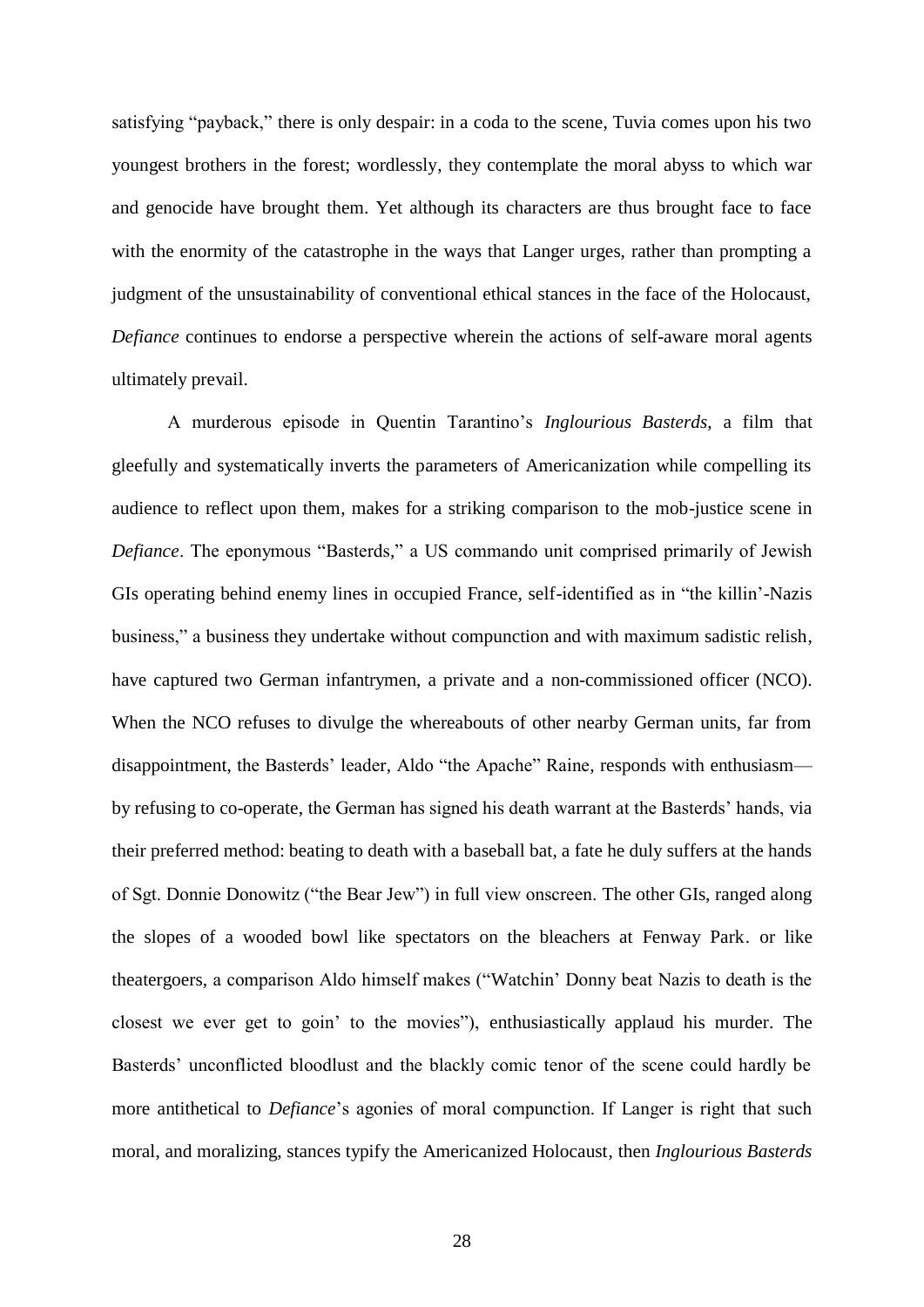satisfying "payback," there is only despair: in a coda to the scene, Tuvia comes upon his two youngest brothers in the forest; wordlessly, they contemplate the moral abyss to which war and genocide have brought them. Yet although its characters are thus brought face to face with the enormity of the catastrophe in the ways that Langer urges, rather than prompting a judgment of the unsustainability of conventional ethical stances in the face of the Holocaust, *Defiance* continues to endorse a perspective wherein the actions of self-aware moral agents ultimately prevail.

A murderous episode in Quentin Tarantino's *Inglourious Basterds*, a film that gleefully and systematically inverts the parameters of Americanization while compelling its audience to reflect upon them, makes for a striking comparison to the mob-justice scene in *Defiance*. The eponymous "Basterds," a US commando unit comprised primarily of Jewish GIs operating behind enemy lines in occupied France, self-identified as in "the killin'-Nazis business," a business they undertake without compunction and with maximum sadistic relish, have captured two German infantrymen, a private and a non-commissioned officer (NCO). When the NCO refuses to divulge the whereabouts of other nearby German units, far from disappointment, the Basterds' leader, Aldo "the Apache" Raine, responds with enthusiasm—by refusing to co-operate, the German has signed his death warrant at the Basterds' hands, via their preferred method: beating to death with a baseball bat, a fate he duly suffers at the hands of Sgt. Donnie Donowitz ("the Bear Jew") in full view onscreen. The other GIs, ranged along the slopes of a wooded bowl like spectators on the bleachers at Fenway Park. or like theatergoers, a comparison Aldo himself makes ("Watchin' Donny beat Nazis to death is the closest we ever get to goin' to the movies"), enthusiastically applaud his murder. The Basterds' unconflicted bloodlust and the blackly comic tenor of the scene could hardly be more antithetical to *Defiance*'s agonies of moral compunction. If Langer is right that such moral, and moralizing, stances typify the Americanized Holocaust, then *Inglourious Basterds*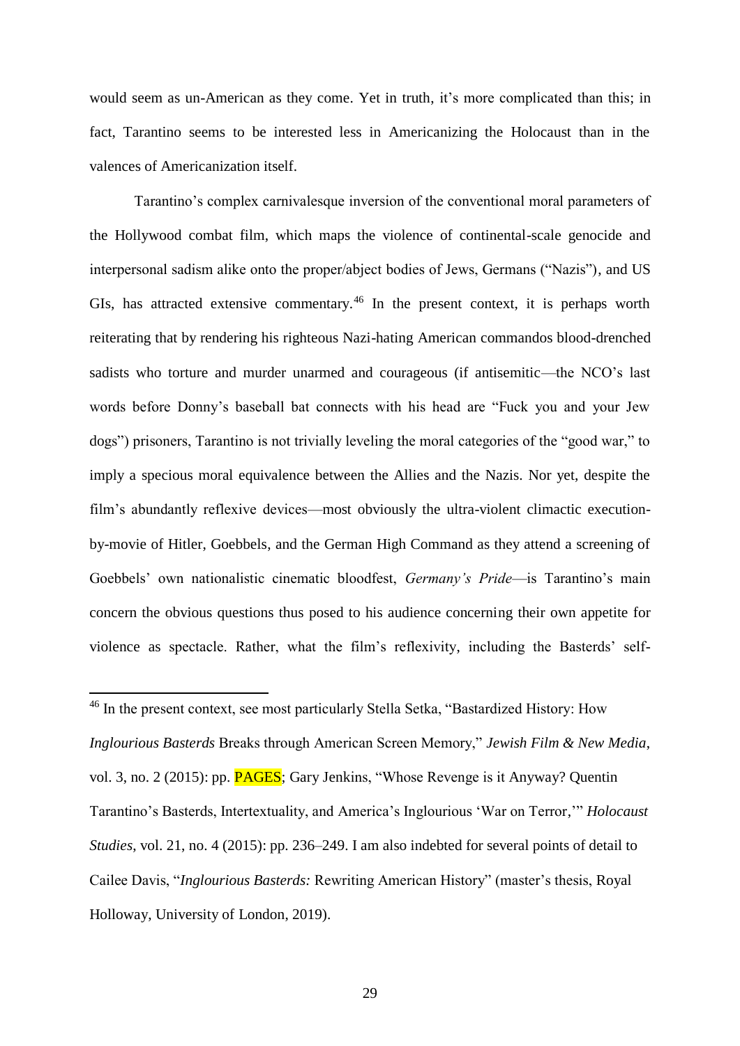would seem as un-American as they come. Yet in truth, it's more complicated than this; in fact, Tarantino seems to be interested less in Americanizing the Holocaust than in the valences of Americanization itself.

Tarantino's complex carnivalesque inversion of the conventional moral parameters of the Hollywood combat film, which maps the violence of continental-scale genocide and interpersonal sadism alike onto the proper/abject bodies of Jews, Germans ("Nazis"), and US GIs, has attracted extensive commentary.[46] In the present context, it is perhaps worth reiterating that by rendering his righteous Nazi-hating American commandos blood-drenched sadists who torture and murder unarmed and courageous (if antisemitic—the NCO's last words before Donny's baseball bat connects with his head are "Fuck you and your Jew dogs") prisoners, Tarantino is not trivially leveling the moral categories of the "good war," to imply a specious moral equivalence between the Allies and the Nazis. Nor yet, despite the film's abundantly reflexive devices—most obviously the ultra-violent climactic execution-by-movie of Hitler, Goebbels, and the German High Command as they attend a screening of Goebbels' own nationalistic cinematic bloodfest, *Germany's Pride*—is Tarantino's main concern the obvious questions thus posed to his audience concerning their own appetite for violence as spectacle. Rather, what the film's reflexivity, including the Basterds' self-

---

[46] In the present context, see most particularly Stella Setka, "Bastardized History: How *Inglourious Basterds* Breaks through American Screen Memory," *Jewish Film & New Media*, vol. 3, no. 2 (2015): pp. PAGES; Gary Jenkins, "Whose Revenge is it Anyway? Quentin Tarantino's Basterds, Intertextuality, and America's Inglourious 'War on Terror,'" *Holocaust Studies*, vol. 21, no. 4 (2015): pp. 236–249. I am also indebted for several points of detail to Cailee Davis, "*Inglourious Basterds:* Rewriting American History" (master's thesis, Royal Holloway, University of London, 2019).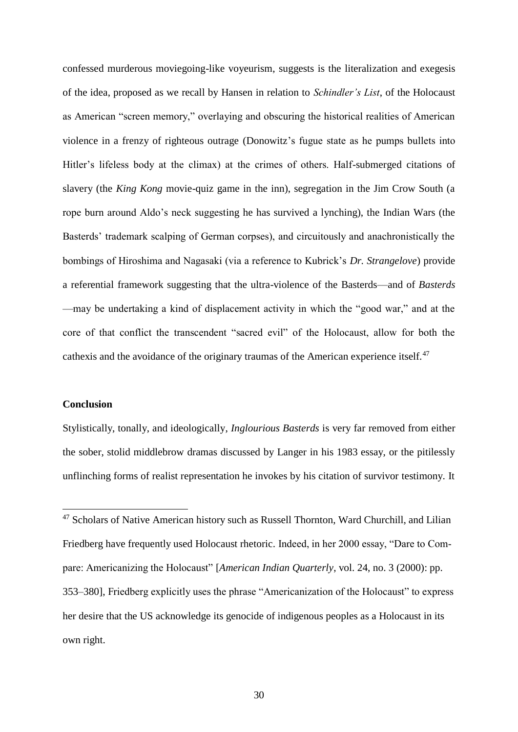confessed murderous moviegoing-like voyeurism, suggests is the literalization and exegesis of the idea, proposed as we recall by Hansen in relation to *Schindler's List*, of the Holocaust as American "screen memory," overlaying and obscuring the historical realities of American violence in a frenzy of righteous outrage (Donowitz's fugue state as he pumps bullets into Hitler's lifeless body at the climax) at the crimes of others. Half-submerged citations of slavery (the *King Kong* movie-quiz game in the inn), segregation in the Jim Crow South (a rope burn around Aldo's neck suggesting he has survived a lynching), the Indian Wars (the Basterds' trademark scalping of German corpses), and circuitously and anachronistically the bombings of Hiroshima and Nagasaki (via a reference to Kubrick's *Dr. Strangelove*) provide a referential framework suggesting that the ultra-violence of the Basterds—and of *Basterds*—may be undertaking a kind of displacement activity in which the "good war," and at the core of that conflict the transcendent "sacred evil" of the Holocaust, allow for both the cathexis and the avoidance of the originary traumas of the American experience itself.[47]

**Conclusion**

Stylistically, tonally, and ideologically, *Inglourious Basterds* is very far removed from either the sober, stolid middlebrow dramas discussed by Langer in his 1983 essay, or the pitilessly unflinching forms of realist representation he invokes by his citation of survivor testimony. It

---

[47] Scholars of Native American history such as Russell Thornton, Ward Churchill, and Lilian Friedberg have frequently used Holocaust rhetoric. Indeed, in her 2000 essay, "Dare to Compare: Americanizing the Holocaust" [*American Indian Quarterly*, vol. 24, no. 3 (2000): pp. 353–380], Friedberg explicitly uses the phrase "Americanization of the Holocaust" to express her desire that the US acknowledge its genocide of indigenous peoples as a Holocaust in its own right.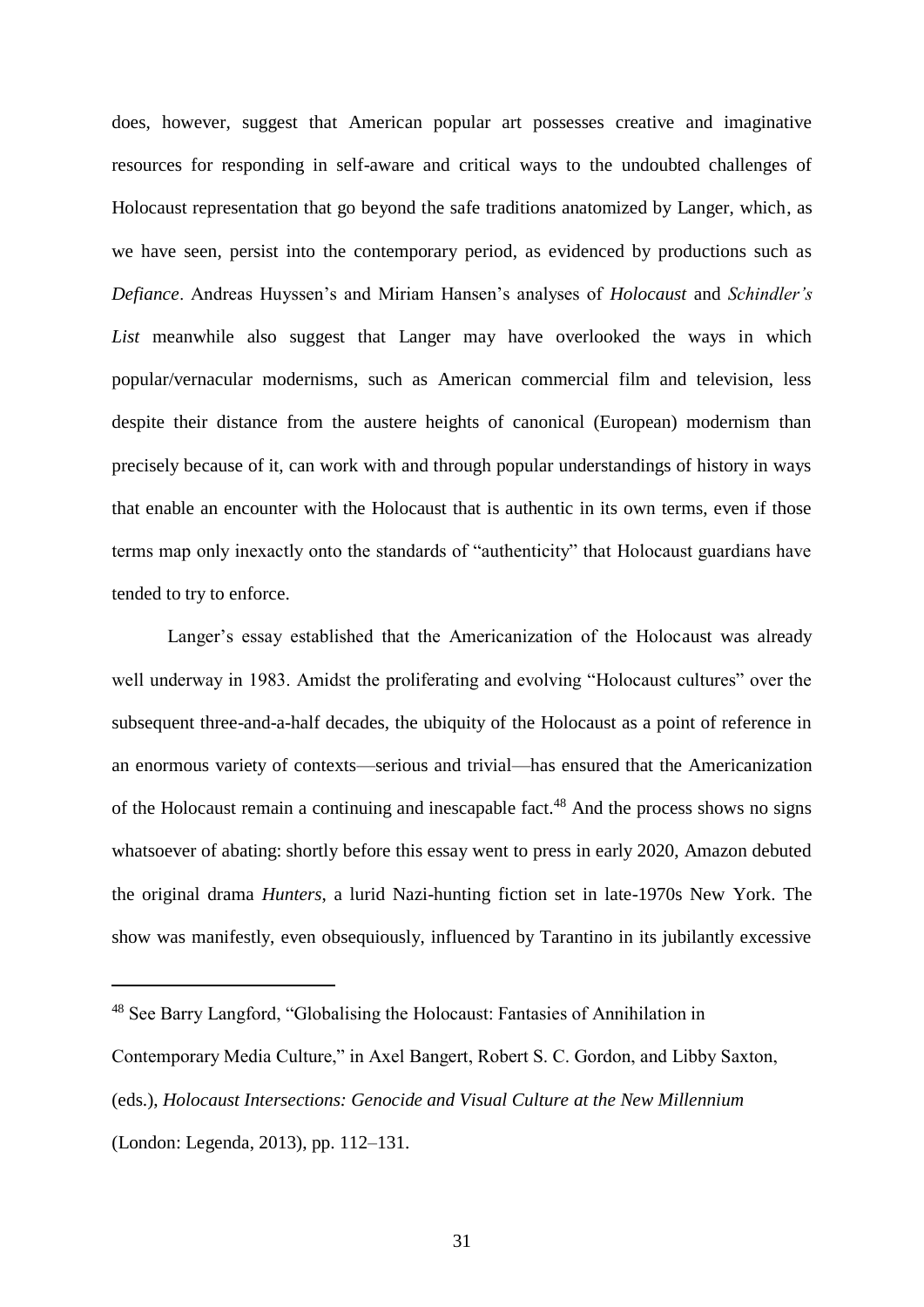does, however, suggest that American popular art possesses creative and imaginative resources for responding in self-aware and critical ways to the undoubted challenges of Holocaust representation that go beyond the safe traditions anatomized by Langer, which, as we have seen, persist into the contemporary period, as evidenced by productions such as *Defiance*. Andreas Huyssen's and Miriam Hansen's analyses of *Holocaust* and *Schindler's List* meanwhile also suggest that Langer may have overlooked the ways in which popular/vernacular modernisms, such as American commercial film and television, less despite their distance from the austere heights of canonical (European) modernism than precisely because of it, can work with and through popular understandings of history in ways that enable an encounter with the Holocaust that is authentic in its own terms, even if those terms map only inexactly onto the standards of "authenticity" that Holocaust guardians have tended to try to enforce.

Langer's essay established that the Americanization of the Holocaust was already well underway in 1983. Amidst the proliferating and evolving "Holocaust cultures" over the subsequent three-and-a-half decades, the ubiquity of the Holocaust as a point of reference in an enormous variety of contexts—serious and trivial—has ensured that the Americanization of the Holocaust remain a continuing and inescapable fact.[48] And the process shows no signs whatsoever of abating: shortly before this essay went to press in early 2020, Amazon debuted the original drama *Hunters*, a lurid Nazi-hunting fiction set in late-1970s New York. The show was manifestly, even obsequiously, influenced by Tarantino in its jubilantly excessive

---

[48] See Barry Langford, "Globalising the Holocaust: Fantasies of Annihilation in Contemporary Media Culture," in Axel Bangert, Robert S. C. Gordon, and Libby Saxton, (eds.), *Holocaust Intersections: Genocide and Visual Culture at the New Millennium* (London: Legenda, 2013), pp. 112–131.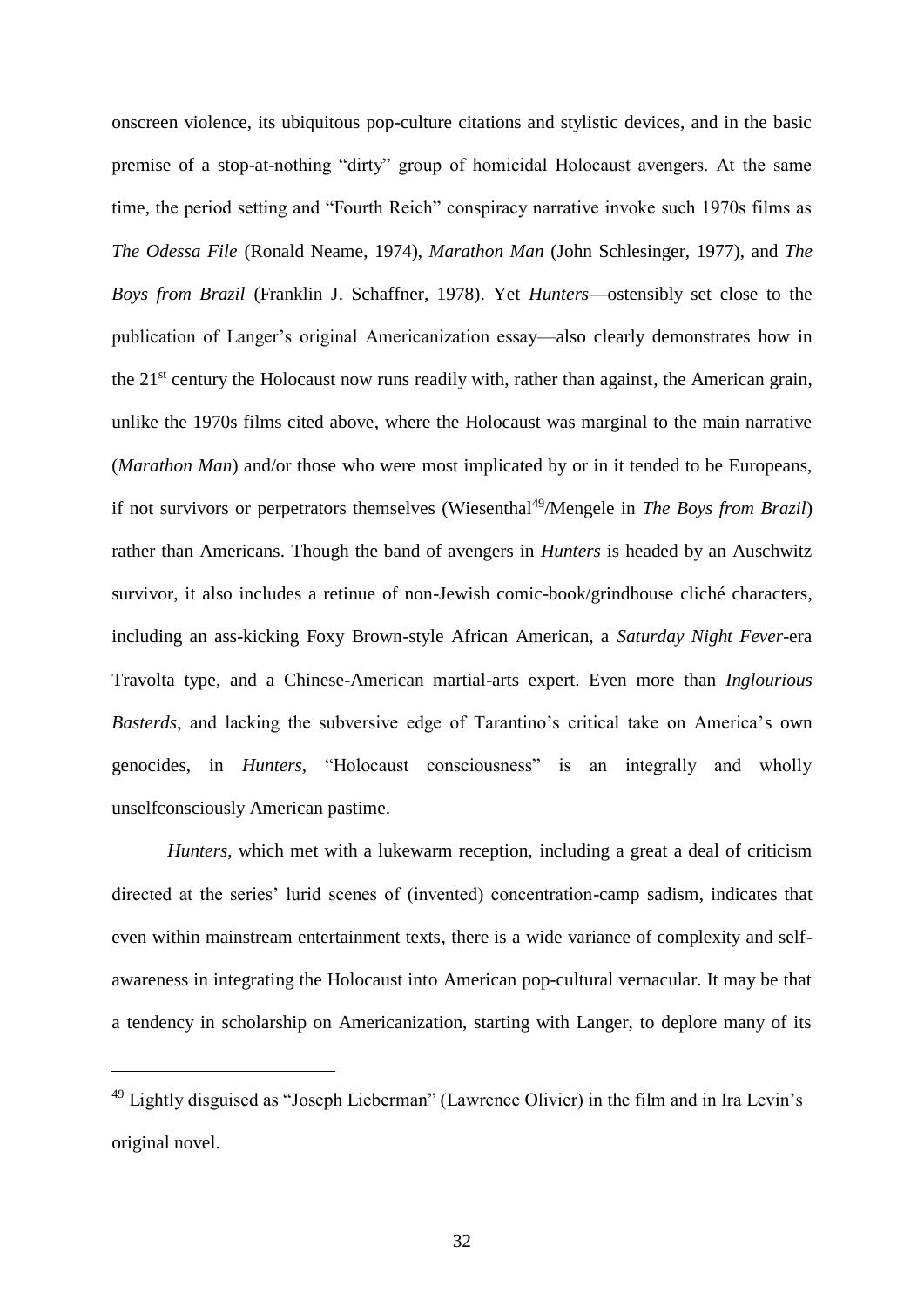onscreen violence, its ubiquitous pop-culture citations and stylistic devices, and in the basic premise of a stop-at-nothing "dirty" group of homicidal Holocaust avengers. At the same time, the period setting and "Fourth Reich" conspiracy narrative invoke such 1970s films as *The Odessa File* (Ronald Neame, 1974), *Marathon Man* (John Schlesinger, 1977), and *The Boys from Brazil* (Franklin J. Schaffner, 1978). Yet *Hunters*—ostensibly set close to the publication of Langer's original Americanization essay—also clearly demonstrates how in the 21st century the Holocaust now runs readily with, rather than against, the American grain, unlike the 1970s films cited above, where the Holocaust was marginal to the main narrative (*Marathon Man*) and/or those who were most implicated by or in it tended to be Europeans, if not survivors or perpetrators themselves (Wiesenthal[49]/Mengele in *The Boys from Brazil*) rather than Americans. Though the band of avengers in *Hunters* is headed by an Auschwitz survivor, it also includes a retinue of non-Jewish comic-book/grindhouse cliché characters, including an ass-kicking Foxy Brown-style African American, a *Saturday Night Fever*-era Travolta type, and a Chinese-American martial-arts expert. Even more than *Inglourious Basterds*, and lacking the subversive edge of Tarantino's critical take on America's own genocides, in *Hunters,* "Holocaust consciousness" is an integrally and wholly unselfconsciously American pastime.

*Hunters*, which met with a lukewarm reception, including a great a deal of criticism directed at the series' lurid scenes of (invented) concentration-camp sadism, indicates that even within mainstream entertainment texts, there is a wide variance of complexity and self-awareness in integrating the Holocaust into American pop-cultural vernacular. It may be that a tendency in scholarship on Americanization, starting with Langer, to deplore many of its

---

[49] Lightly disguised as "Joseph Lieberman" (Lawrence Olivier) in the film and in Ira Levin's original novel.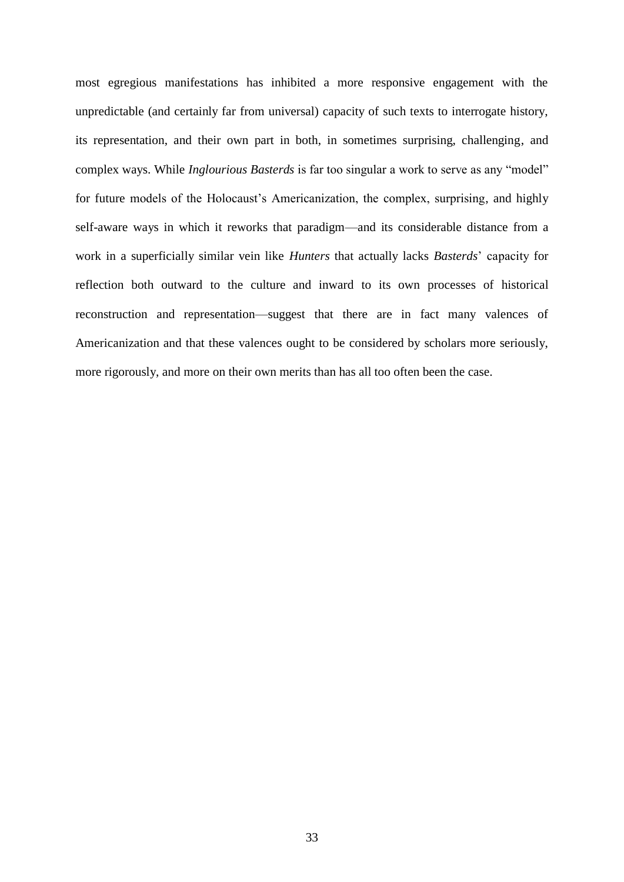most egregious manifestations has inhibited a more responsive engagement with the unpredictable (and certainly far from universal) capacity of such texts to interrogate history, its representation, and their own part in both, in sometimes surprising, challenging, and complex ways. While *Inglourious Basterds* is far too singular a work to serve as any "model" for future models of the Holocaust's Americanization, the complex, surprising, and highly self-aware ways in which it reworks that paradigm—and its considerable distance from a work in a superficially similar vein like *Hunters* that actually lacks *Basterds*' capacity for reflection both outward to the culture and inward to its own processes of historical reconstruction and representation—suggest that there are in fact many valences of Americanization and that these valences ought to be considered by scholars more seriously, more rigorously, and more on their own merits than has all too often been the case.